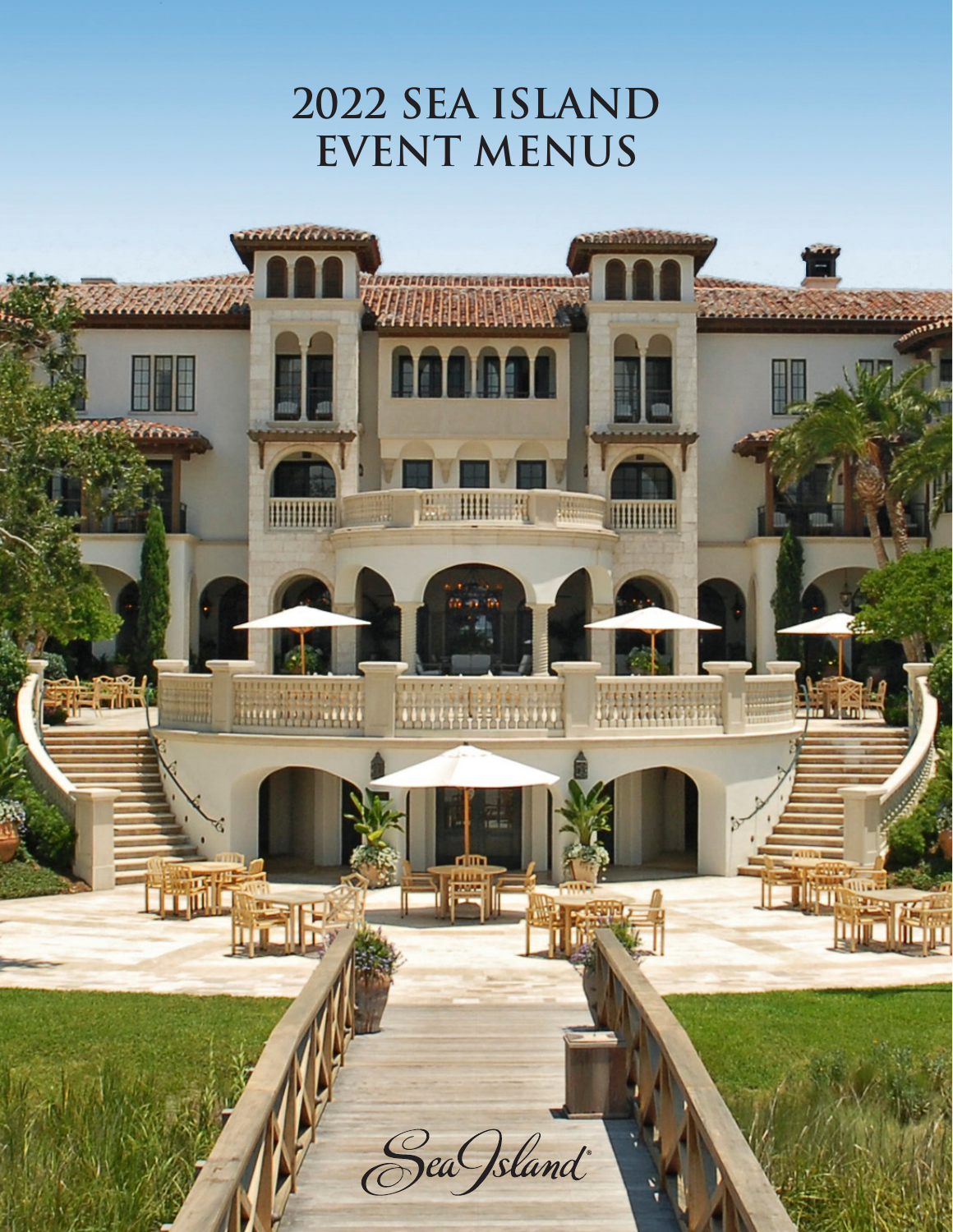# 2022 SEA ISLAND EVENT MENUS

Sea Island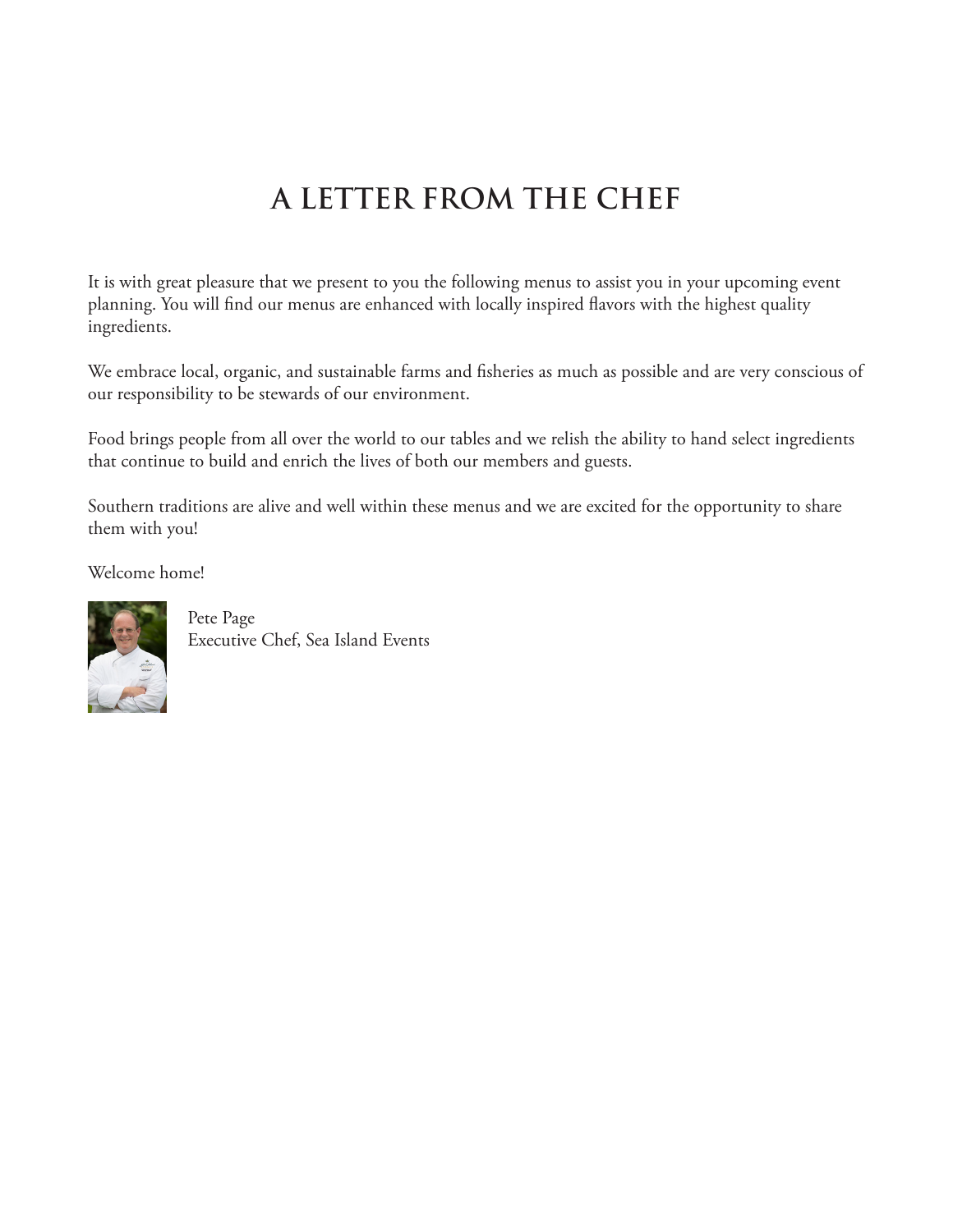# A LETTER FROM THE CHEF

It is with great pleasure that we present to you the following menus to assist you in your upcoming event planning. You will find our menus are enhanced with locally inspired flavors with the highest quality ingredients.

We embrace local, organic, and sustainable farms and fisheries as much as possible and are very conscious of our responsibility to be stewards of our environment.

Food brings people from all over the world to our tables and we relish the ability to hand select ingredients that continue to build and enrich the lives of both our members and guests.

Southern traditions are alive and well within these menus and we are excited for the opportunity to share them with you!

Welcome home!

Pete Page
Executive Chef, Sea Island Events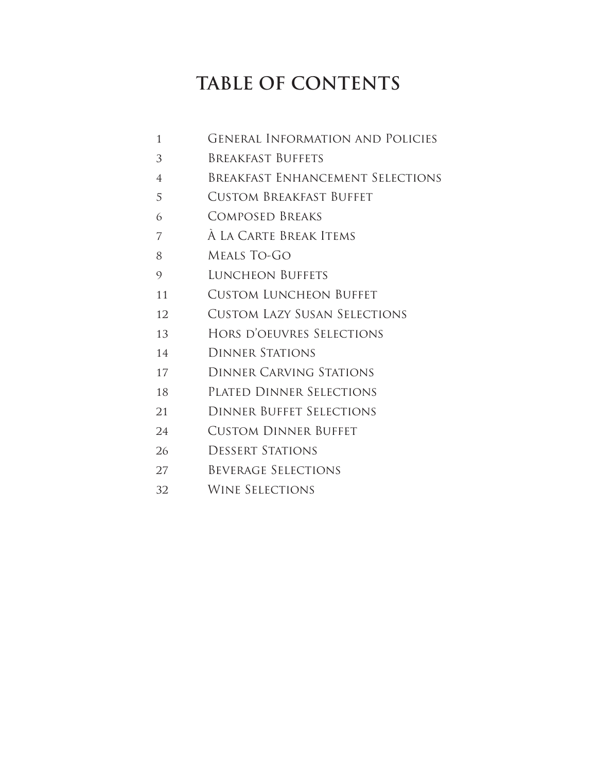# TABLE OF CONTENTS

| | |
|---|---|
| 1 | General Information and Policies |
| 3 | Breakfast Buffets |
| 4 | Breakfast Enhancement Selections |
| 5 | Custom Breakfast Buffet |
| 6 | Composed Breaks |
| 7 | À La Carte Break Items |
| 8 | Meals To-Go |
| 9 | Luncheon Buffets |
| 11 | Custom Luncheon Buffet |
| 12 | Custom Lazy Susan Selections |
| 13 | Hors d'oeuvres Selections |
| 14 | Dinner Stations |
| 17 | Dinner Carving Stations |
| 18 | Plated Dinner Selections |
| 21 | Dinner Buffet Selections |
| 24 | Custom Dinner Buffet |
| 26 | Dessert Stations |
| 27 | Beverage Selections |
| 32 | Wine Selections |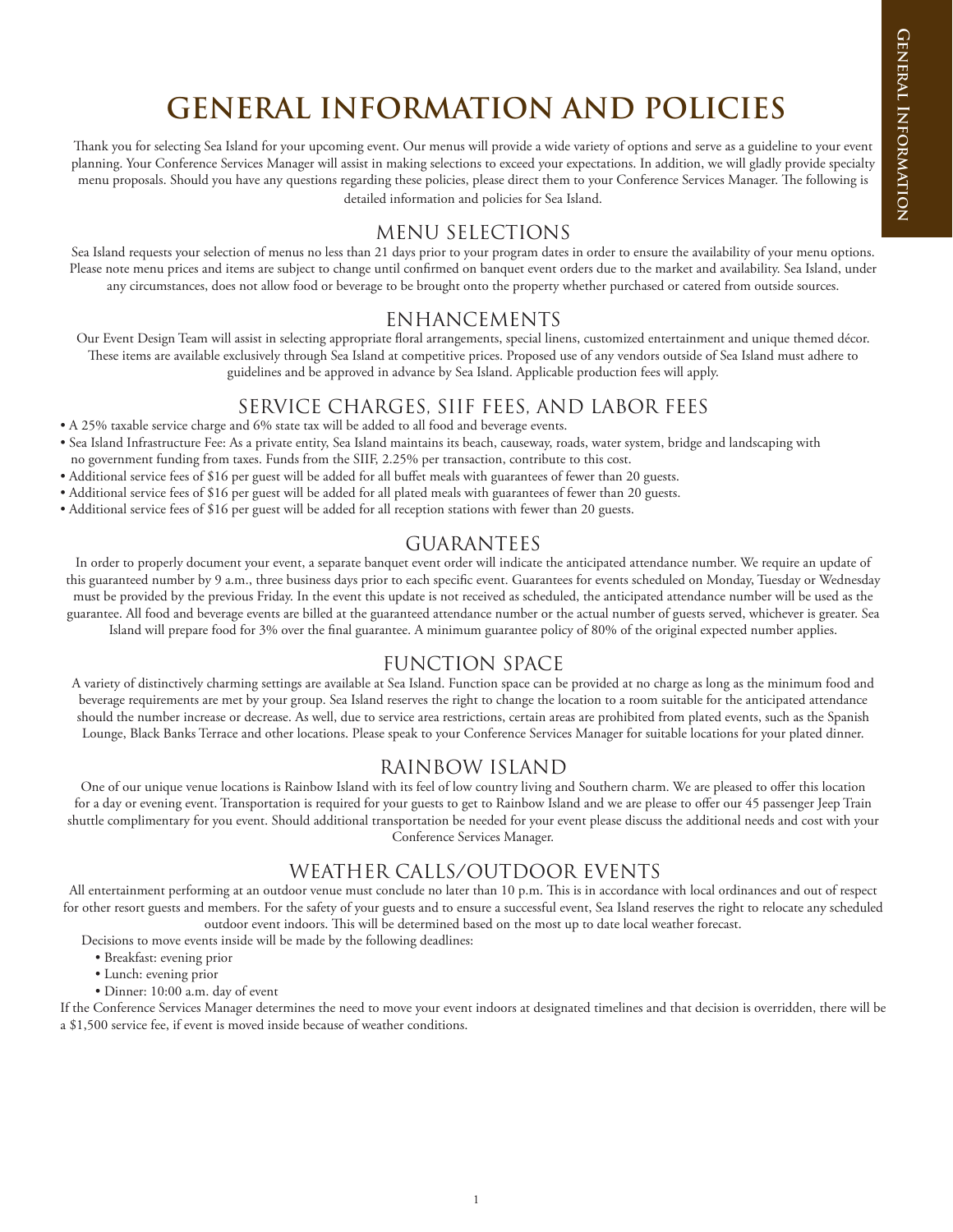# GENERAL INFORMATION AND POLICIES

Thank you for selecting Sea Island for your upcoming event. Our menus will provide a wide variety of options and serve as a guideline to your event planning. Your Conference Services Manager will assist in making selections to exceed your expectations. In addition, we will gladly provide specialty menu proposals. Should you have any questions regarding these policies, please direct them to your Conference Services Manager. The following is detailed information and policies for Sea Island.

## MENU SELECTIONS

Sea Island requests your selection of menus no less than 21 days prior to your program dates in order to ensure the availability of your menu options. Please note menu prices and items are subject to change until confirmed on banquet event orders due to the market and availability. Sea Island, under any circumstances, does not allow food or beverage to be brought onto the property whether purchased or catered from outside sources.

## ENHANCEMENTS

Our Event Design Team will assist in selecting appropriate floral arrangements, special linens, customized entertainment and unique themed décor. These items are available exclusively through Sea Island at competitive prices. Proposed use of any vendors outside of Sea Island must adhere to guidelines and be approved in advance by Sea Island. Applicable production fees will apply.

## SERVICE CHARGES, SIIF FEES, AND LABOR FEES

- A 25% taxable service charge and 6% state tax will be added to all food and beverage events.
- Sea Island Infrastructure Fee: As a private entity, Sea Island maintains its beach, causeway, roads, water system, bridge and landscaping with no government funding from taxes. Funds from the SIIF, 2.25% per transaction, contribute to this cost.
- Additional service fees of $16 per guest will be added for all buffet meals with guarantees of fewer than 20 guests.
- Additional service fees of $16 per guest will be added for all plated meals with guarantees of fewer than 20 guests.
- Additional service fees of $16 per guest will be added for all reception stations with fewer than 20 guests.

## GUARANTEES

In order to properly document your event, a separate banquet event order will indicate the anticipated attendance number. We require an update of this guaranteed number by 9 a.m., three business days prior to each specific event. Guarantees for events scheduled on Monday, Tuesday or Wednesday must be provided by the previous Friday. In the event this update is not received as scheduled, the anticipated attendance number will be used as the guarantee. All food and beverage events are billed at the guaranteed attendance number or the actual number of guests served, whichever is greater. Sea Island will prepare food for 3% over the final guarantee. A minimum guarantee policy of 80% of the original expected number applies.

## FUNCTION SPACE

A variety of distinctively charming settings are available at Sea Island. Function space can be provided at no charge as long as the minimum food and beverage requirements are met by your group. Sea Island reserves the right to change the location to a room suitable for the anticipated attendance should the number increase or decrease. As well, due to service area restrictions, certain areas are prohibited from plated events, such as the Spanish Lounge, Black Banks Terrace and other locations. Please speak to your Conference Services Manager for suitable locations for your plated dinner.

## RAINBOW ISLAND

One of our unique venue locations is Rainbow Island with its feel of low country living and Southern charm. We are pleased to offer this location for a day or evening event. Transportation is required for your guests to get to Rainbow Island and we are please to offer our 45 passenger Jeep Train shuttle complimentary for you event. Should additional transportation be needed for your event please discuss the additional needs and cost with your Conference Services Manager.

## WEATHER CALLS/OUTDOOR EVENTS

All entertainment performing at an outdoor venue must conclude no later than 10 p.m. This is in accordance with local ordinances and out of respect for other resort guests and members. For the safety of your guests and to ensure a successful event, Sea Island reserves the right to relocate any scheduled outdoor event indoors. This will be determined based on the most up to date local weather forecast.

Decisions to move events inside will be made by the following deadlines:

- Breakfast: evening prior
- Lunch: evening prior
- Dinner: 10:00 a.m. day of event

If the Conference Services Manager determines the need to move your event indoors at designated timelines and that decision is overridden, there will be a $1,500 service fee, if event is moved inside because of weather conditions.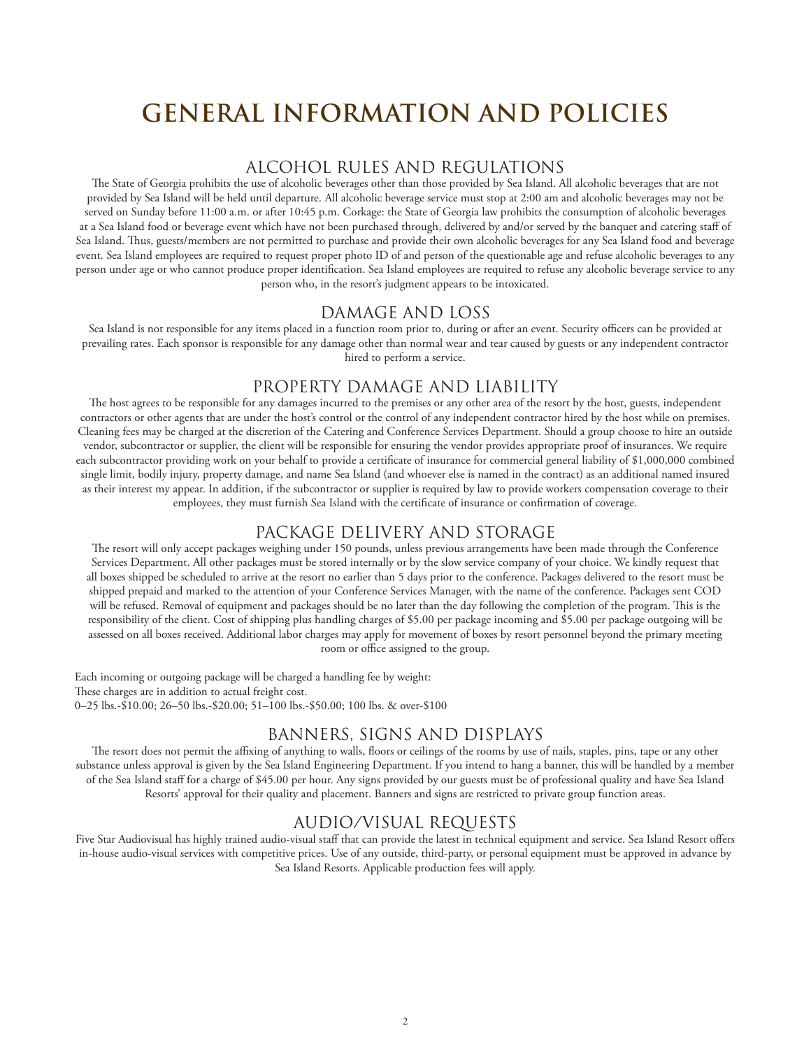# GENERAL INFORMATION AND POLICIES

## ALCOHOL RULES AND REGULATIONS

The State of Georgia prohibits the use of alcoholic beverages other than those provided by Sea Island. All alcoholic beverages that are not provided by Sea Island will be held until departure. All alcoholic beverage service must stop at 2:00 am and alcoholic beverages may not be served on Sunday before 11:00 a.m. or after 10:45 p.m. Corkage: the State of Georgia law prohibits the consumption of alcoholic beverages at a Sea Island food or beverage event which have not been purchased through, delivered by and/or served by the banquet and catering staff of Sea Island. Thus, guests/members are not permitted to purchase and provide their own alcoholic beverages for any Sea Island food and beverage event. Sea Island employees are required to request proper photo ID of and person of the questionable age and refuse alcoholic beverages to any person under age or who cannot produce proper identification. Sea Island employees are required to refuse any alcoholic beverage service to any person who, in the resort's judgment appears to be intoxicated.

## DAMAGE AND LOSS

Sea Island is not responsible for any items placed in a function room prior to, during or after an event. Security officers can be provided at prevailing rates. Each sponsor is responsible for any damage other than normal wear and tear caused by guests or any independent contractor hired to perform a service.

## PROPERTY DAMAGE AND LIABILITY

The host agrees to be responsible for any damages incurred to the premises or any other area of the resort by the host, guests, independent contractors or other agents that are under the host's control or the control of any independent contractor hired by the host while on premises. Cleaning fees may be charged at the discretion of the Catering and Conference Services Department. Should a group choose to hire an outside vendor, subcontractor or supplier, the client will be responsible for ensuring the vendor provides appropriate proof of insurances. We require each subcontractor providing work on your behalf to provide a certificate of insurance for commercial general liability of $1,000,000 combined single limit, bodily injury, property damage, and name Sea Island (and whoever else is named in the contract) as an additional named insured as their interest my appear. In addition, if the subcontractor or supplier is required by law to provide workers compensation coverage to their employees, they must furnish Sea Island with the certificate of insurance or confirmation of coverage.

## PACKAGE DELIVERY AND STORAGE

The resort will only accept packages weighing under 150 pounds, unless previous arrangements have been made through the Conference Services Department. All other packages must be stored internally or by the slow service company of your choice. We kindly request that all boxes shipped be scheduled to arrive at the resort no earlier than 5 days prior to the conference. Packages delivered to the resort must be shipped prepaid and marked to the attention of your Conference Services Manager, with the name of the conference. Packages sent COD will be refused. Removal of equipment and packages should be no later than the day following the completion of the program. This is the responsibility of the client. Cost of shipping plus handling charges of $5.00 per package incoming and $5.00 per package outgoing will be assessed on all boxes received. Additional labor charges may apply for movement of boxes by resort personnel beyond the primary meeting room or office assigned to the group.

Each incoming or outgoing package will be charged a handling fee by weight:
These charges are in addition to actual freight cost.
0–25 lbs.-$10.00; 26–50 lbs.-$20.00; 51–100 lbs.-$50.00; 100 lbs. & over-$100

## BANNERS, SIGNS AND DISPLAYS

The resort does not permit the affixing of anything to walls, floors or ceilings of the rooms by use of nails, staples, pins, tape or any other substance unless approval is given by the Sea Island Engineering Department. If you intend to hang a banner, this will be handled by a member of the Sea Island staff for a charge of $45.00 per hour. Any signs provided by our guests must be of professional quality and have Sea Island Resorts' approval for their quality and placement. Banners and signs are restricted to private group function areas.

## AUDIO/VISUAL REQUESTS

Five Star Audiovisual has highly trained audio-visual staff that can provide the latest in technical equipment and service. Sea Island Resort offers in-house audio-visual services with competitive prices. Use of any outside, third-party, or personal equipment must be approved in advance by Sea Island Resorts. Applicable production fees will apply.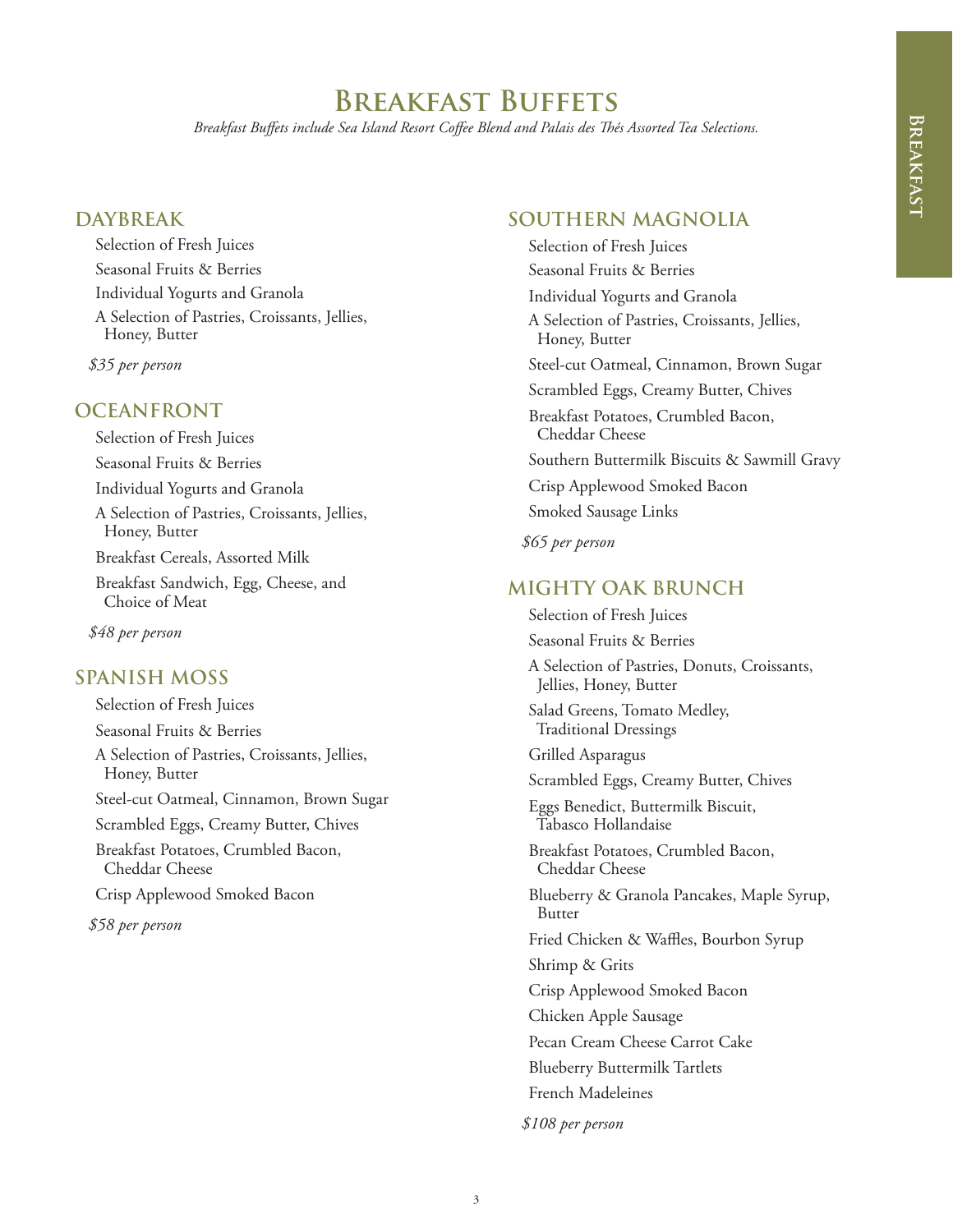# Breakfast Buffets

*Breakfast Buffets include Sea Island Resort Coffee Blend and Palais des Thés Assorted Tea Selections.*

## DAYBREAK

Selection of Fresh Juices

Seasonal Fruits & Berries

Individual Yogurts and Granola

A Selection of Pastries, Croissants, Jellies, Honey, Butter

*$35 per person*

## OCEANFRONT

Selection of Fresh Juices

Seasonal Fruits & Berries

Individual Yogurts and Granola

A Selection of Pastries, Croissants, Jellies, Honey, Butter

Breakfast Cereals, Assorted Milk

Breakfast Sandwich, Egg, Cheese, and Choice of Meat

*$48 per person*

## SPANISH MOSS

Selection of Fresh Juices

Seasonal Fruits & Berries

A Selection of Pastries, Croissants, Jellies, Honey, Butter

Steel-cut Oatmeal, Cinnamon, Brown Sugar

Scrambled Eggs, Creamy Butter, Chives

Breakfast Potatoes, Crumbled Bacon, Cheddar Cheese

Crisp Applewood Smoked Bacon

*$58 per person*

## SOUTHERN MAGNOLIA

Selection of Fresh Juices

Seasonal Fruits & Berries

Individual Yogurts and Granola

A Selection of Pastries, Croissants, Jellies, Honey, Butter

Steel-cut Oatmeal, Cinnamon, Brown Sugar

Scrambled Eggs, Creamy Butter, Chives

Breakfast Potatoes, Crumbled Bacon, Cheddar Cheese

Southern Buttermilk Biscuits & Sawmill Gravy

Crisp Applewood Smoked Bacon

Smoked Sausage Links

*$65 per person*

## MIGHTY OAK BRUNCH

Selection of Fresh Juices

Seasonal Fruits & Berries

A Selection of Pastries, Donuts, Croissants, Jellies, Honey, Butter

Salad Greens, Tomato Medley, Traditional Dressings

Grilled Asparagus

Scrambled Eggs, Creamy Butter, Chives

Eggs Benedict, Buttermilk Biscuit, Tabasco Hollandaise

Breakfast Potatoes, Crumbled Bacon, Cheddar Cheese

Blueberry & Granola Pancakes, Maple Syrup, Butter

Fried Chicken & Waffles, Bourbon Syrup

Shrimp & Grits

Crisp Applewood Smoked Bacon

Chicken Apple Sausage

Pecan Cream Cheese Carrot Cake

Blueberry Buttermilk Tartlets

French Madeleines

*$108 per person*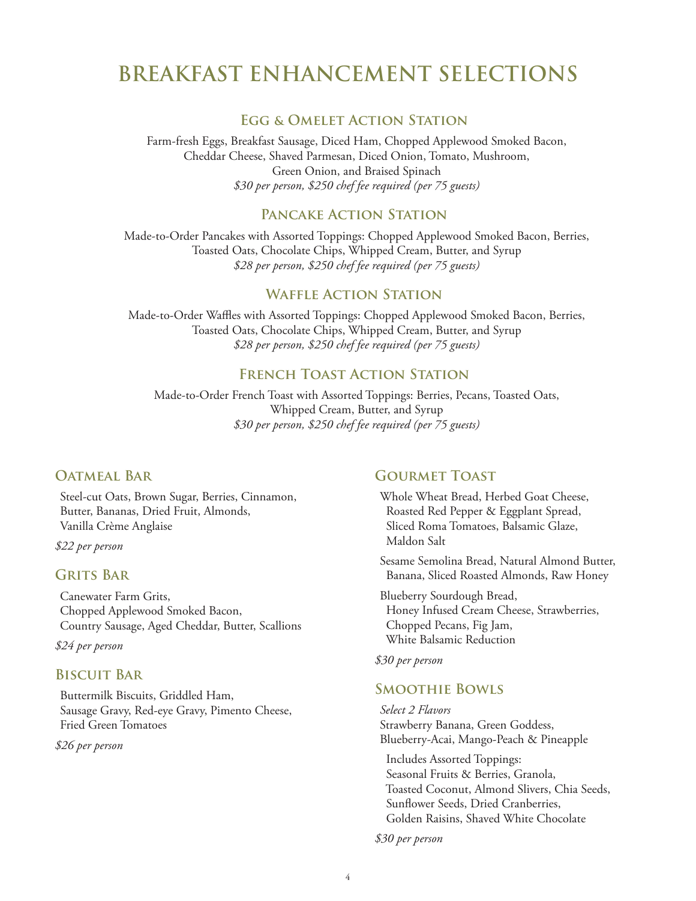# BREAKFAST ENHANCEMENT SELECTIONS

## Egg & Omelet Action Station

Farm-fresh Eggs, Breakfast Sausage, Diced Ham, Chopped Applewood Smoked Bacon, Cheddar Cheese, Shaved Parmesan, Diced Onion, Tomato, Mushroom, Green Onion, and Braised Spinach

*$30 per person, $250 chef fee required (per 75 guests)*

## Pancake Action Station

Made-to-Order Pancakes with Assorted Toppings: Chopped Applewood Smoked Bacon, Berries, Toasted Oats, Chocolate Chips, Whipped Cream, Butter, and Syrup

*$28 per person, $250 chef fee required (per 75 guests)*

## Waffle Action Station

Made-to-Order Waffles with Assorted Toppings: Chopped Applewood Smoked Bacon, Berries, Toasted Oats, Chocolate Chips, Whipped Cream, Butter, and Syrup

*$28 per person, $250 chef fee required (per 75 guests)*

## French Toast Action Station

Made-to-Order French Toast with Assorted Toppings: Berries, Pecans, Toasted Oats, Whipped Cream, Butter, and Syrup

*$30 per person, $250 chef fee required (per 75 guests)*

## Oatmeal Bar

Steel-cut Oats, Brown Sugar, Berries, Cinnamon, Butter, Bananas, Dried Fruit, Almonds, Vanilla Crème Anglaise

*$22 per person*

## Grits Bar

Canewater Farm Grits, Chopped Applewood Smoked Bacon, Country Sausage, Aged Cheddar, Butter, Scallions

*$24 per person*

## Biscuit Bar

Buttermilk Biscuits, Griddled Ham, Sausage Gravy, Red-eye Gravy, Pimento Cheese, Fried Green Tomatoes

*$26 per person*

## Gourmet Toast

Whole Wheat Bread, Herbed Goat Cheese, Roasted Red Pepper & Eggplant Spread, Sliced Roma Tomatoes, Balsamic Glaze, Maldon Salt

Sesame Semolina Bread, Natural Almond Butter, Banana, Sliced Roasted Almonds, Raw Honey

Blueberry Sourdough Bread, Honey Infused Cream Cheese, Strawberries, Chopped Pecans, Fig Jam, White Balsamic Reduction

*$30 per person*

## Smoothie Bowls

*Select 2 Flavors*

Strawberry Banana, Green Goddess, Blueberry-Acai, Mango-Peach & Pineapple

Includes Assorted Toppings: Seasonal Fruits & Berries, Granola, Toasted Coconut, Almond Slivers, Chia Seeds, Sunflower Seeds, Dried Cranberries, Golden Raisins, Shaved White Chocolate

*$30 per person*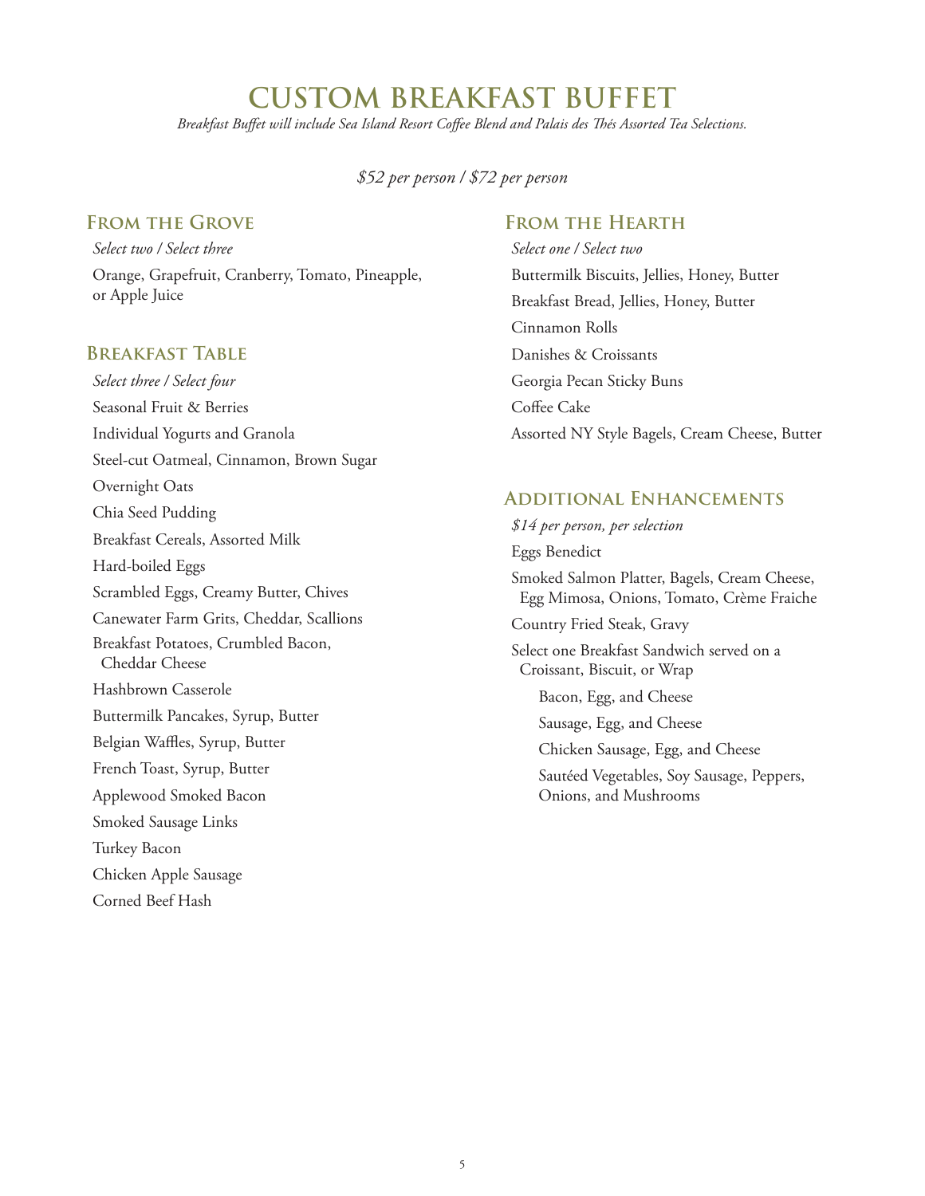# CUSTOM BREAKFAST BUFFET

*Breakfast Buffet will include Sea Island Resort Coffee Blend and Palais des Thés Assorted Tea Selections.*

*$52 per person / $72 per person*

## From the Grove

*Select two / Select three*

Orange, Grapefruit, Cranberry, Tomato, Pineapple, or Apple Juice

## Breakfast Table

*Select three / Select four*

Seasonal Fruit & Berries

Individual Yogurts and Granola

Steel-cut Oatmeal, Cinnamon, Brown Sugar

Overnight Oats

Chia Seed Pudding

Breakfast Cereals, Assorted Milk

Hard-boiled Eggs

Scrambled Eggs, Creamy Butter, Chives

Canewater Farm Grits, Cheddar, Scallions

Breakfast Potatoes, Crumbled Bacon, Cheddar Cheese

Hashbrown Casserole

Buttermilk Pancakes, Syrup, Butter

Belgian Waffles, Syrup, Butter

French Toast, Syrup, Butter

Applewood Smoked Bacon

Smoked Sausage Links

Turkey Bacon

Chicken Apple Sausage

Corned Beef Hash

## From the Hearth

*Select one / Select two*

Buttermilk Biscuits, Jellies, Honey, Butter

Breakfast Bread, Jellies, Honey, Butter

Cinnamon Rolls

Danishes & Croissants

Georgia Pecan Sticky Buns

Coffee Cake

Assorted NY Style Bagels, Cream Cheese, Butter

## Additional Enhancements

*$14 per person, per selection*

Eggs Benedict

Smoked Salmon Platter, Bagels, Cream Cheese, Egg Mimosa, Onions, Tomato, Crème Fraiche

Country Fried Steak, Gravy

Select one Breakfast Sandwich served on a Croissant, Biscuit, or Wrap

- Bacon, Egg, and Cheese
- Sausage, Egg, and Cheese
- Chicken Sausage, Egg, and Cheese
- Sautéed Vegetables, Soy Sausage, Peppers, Onions, and Mushrooms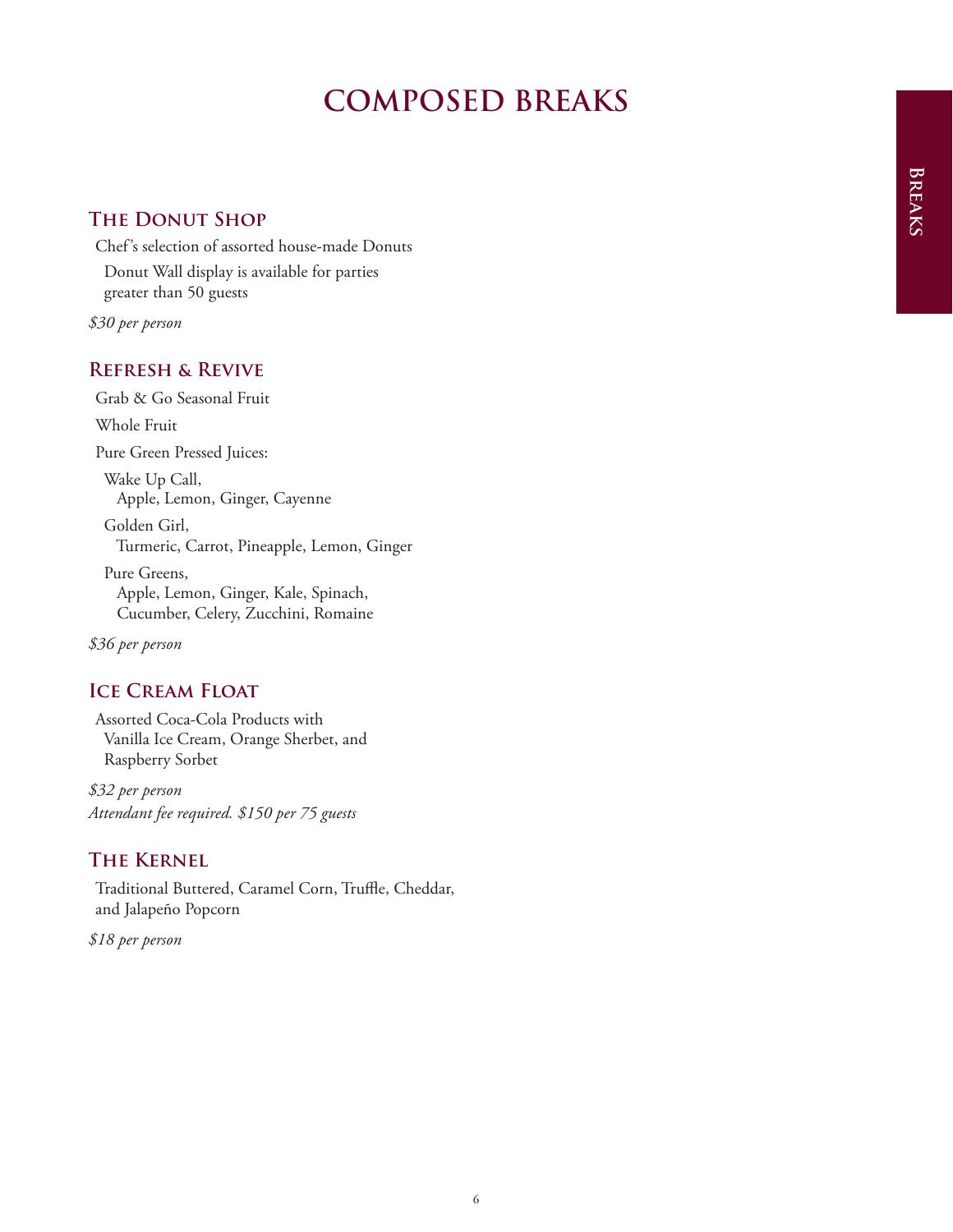# COMPOSED BREAKS

## The Donut Shop

Chef's selection of assorted house-made Donuts

Donut Wall display is available for parties greater than 50 guests

*$30 per person*

## Refresh & Revive

Grab & Go Seasonal Fruit

Whole Fruit

Pure Green Pressed Juices:

Wake Up Call,
Apple, Lemon, Ginger, Cayenne

Golden Girl,
Turmeric, Carrot, Pineapple, Lemon, Ginger

Pure Greens,
Apple, Lemon, Ginger, Kale, Spinach, Cucumber, Celery, Zucchini, Romaine

*$36 per person*

## Ice Cream Float

Assorted Coca-Cola Products with Vanilla Ice Cream, Orange Sherbet, and Raspberry Sorbet

*$32 per person*
*Attendant fee required. $150 per 75 guests*

## The Kernel

Traditional Buttered, Caramel Corn, Truffle, Cheddar, and Jalapeño Popcorn

*$18 per person*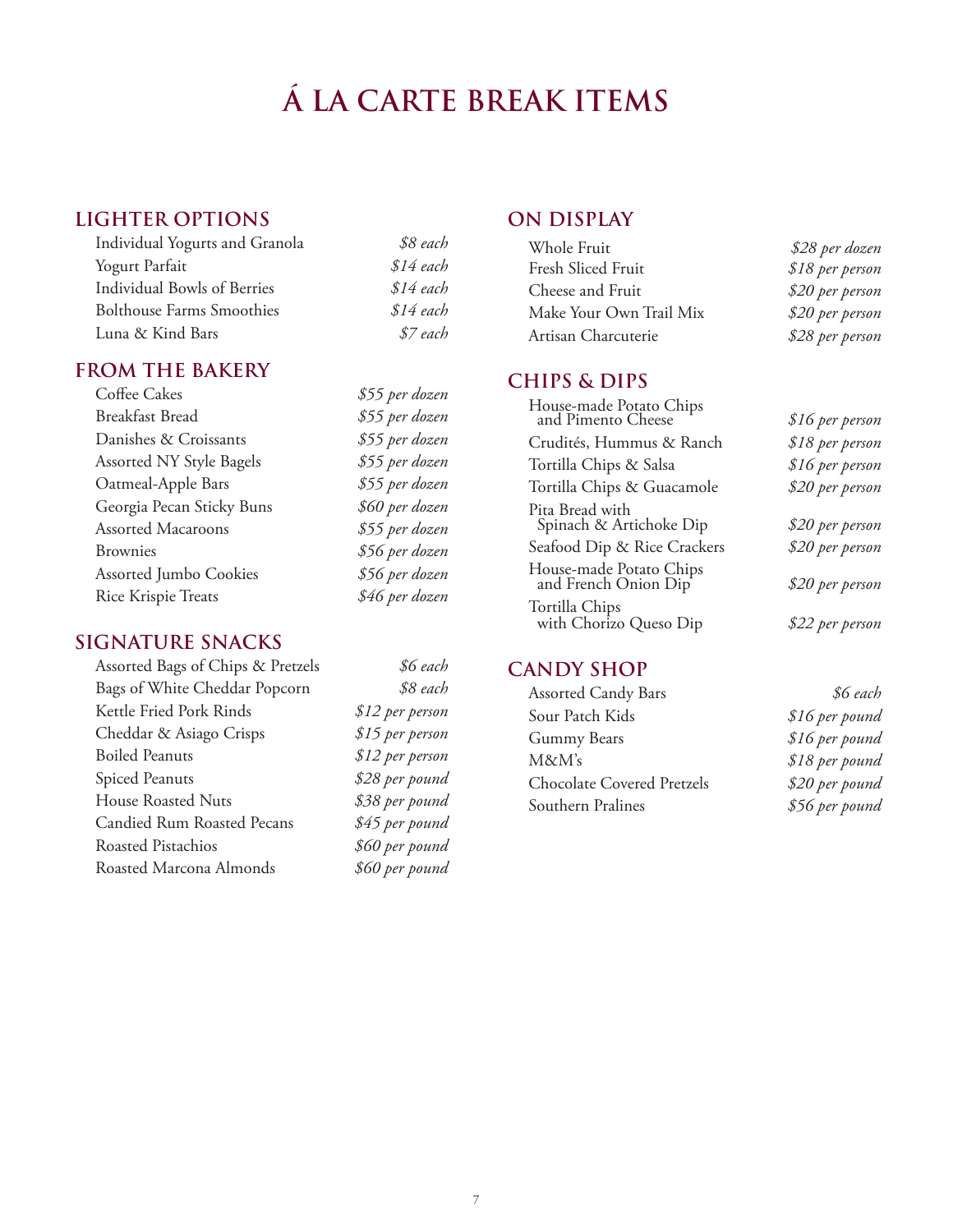# Á LA CARTE BREAK ITEMS

## LIGHTER OPTIONS

| | |
|---|---|
| Individual Yogurts and Granola | *$8 each* |
| Yogurt Parfait | *$14 each* |
| Individual Bowls of Berries | *$14 each* |
| Bolthouse Farms Smoothies | *$14 each* |
| Luna & Kind Bars | *$7 each* |

## FROM THE BAKERY

| | |
|---|---|
| Coffee Cakes | *$55 per dozen* |
| Breakfast Bread | *$55 per dozen* |
| Danishes & Croissants | *$55 per dozen* |
| Assorted NY Style Bagels | *$55 per dozen* |
| Oatmeal-Apple Bars | *$55 per dozen* |
| Georgia Pecan Sticky Buns | *$60 per dozen* |
| Assorted Macaroons | *$55 per dozen* |
| Brownies | *$56 per dozen* |
| Assorted Jumbo Cookies | *$56 per dozen* |
| Rice Krispie Treats | *$46 per dozen* |

## SIGNATURE SNACKS

| | |
|---|---|
| Assorted Bags of Chips & Pretzels | *$6 each* |
| Bags of White Cheddar Popcorn | *$8 each* |
| Kettle Fried Pork Rinds | *$12 per person* |
| Cheddar & Asiago Crisps | *$15 per person* |
| Boiled Peanuts | *$12 per person* |
| Spiced Peanuts | *$28 per pound* |
| House Roasted Nuts | *$38 per pound* |
| Candied Rum Roasted Pecans | *$45 per pound* |
| Roasted Pistachios | *$60 per pound* |
| Roasted Marcona Almonds | *$60 per pound* |

## ON DISPLAY

| | |
|---|---|
| Whole Fruit | *$28 per dozen* |
| Fresh Sliced Fruit | *$18 per person* |
| Cheese and Fruit | *$20 per person* |
| Make Your Own Trail Mix | *$20 per person* |
| Artisan Charcuterie | *$28 per person* |

## CHIPS & DIPS

| | |
|---|---|
| House-made Potato Chips and Pimento Cheese | *$16 per person* |
| Crudités, Hummus & Ranch | *$18 per person* |
| Tortilla Chips & Salsa | *$16 per person* |
| Tortilla Chips & Guacamole | *$20 per person* |
| Pita Bread with Spinach & Artichoke Dip | *$20 per person* |
| Seafood Dip & Rice Crackers | *$20 per person* |
| House-made Potato Chips and French Onion Dip | *$20 per person* |
| Tortilla Chips with Chorizo Queso Dip | *$22 per person* |

## CANDY SHOP

| | |
|---|---|
| Assorted Candy Bars | *$6 each* |
| Sour Patch Kids | *$16 per pound* |
| Gummy Bears | *$16 per pound* |
| M&M's | *$18 per pound* |
| Chocolate Covered Pretzels | *$20 per pound* |
| Southern Pralines | *$56 per pound* |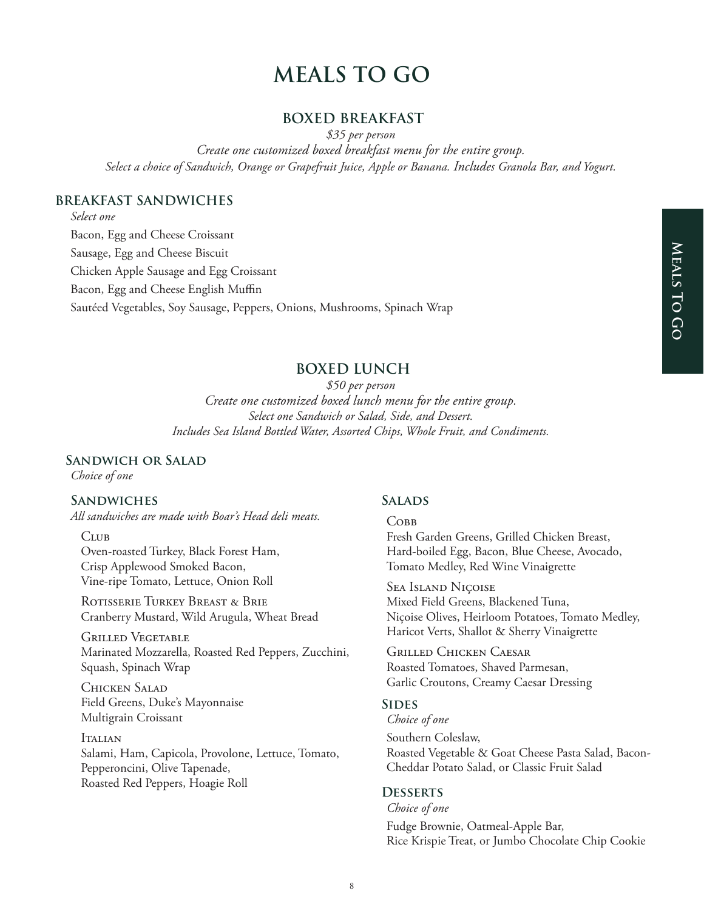# MEALS TO GO

## BOXED BREAKFAST

*$35 per person*

*Create one customized boxed breakfast menu for the entire group.*

*Select a choice of Sandwich, Orange or Grapefruit Juice, Apple or Banana. Includes Granola Bar, and Yogurt.*

### BREAKFAST SANDWICHES

*Select one*

Bacon, Egg and Cheese Croissant

Sausage, Egg and Cheese Biscuit

Chicken Apple Sausage and Egg Croissant

Bacon, Egg and Cheese English Muffin

Sautéed Vegetables, Soy Sausage, Peppers, Onions, Mushrooms, Spinach Wrap

## BOXED LUNCH

*$50 per person*

*Create one customized boxed lunch menu for the entire group.*

*Select one Sandwich or Salad, Side, and Dessert.*

*Includes Sea Island Bottled Water, Assorted Chips, Whole Fruit, and Condiments.*

### Sandwich or Salad

*Choice of one*

#### Sandwiches

*All sandwiches are made with Boar's Head deli meats.*

**Club**
Oven-roasted Turkey, Black Forest Ham, Crisp Applewood Smoked Bacon, Vine-ripe Tomato, Lettuce, Onion Roll

**Rotisserie Turkey Breast & Brie**
Cranberry Mustard, Wild Arugula, Wheat Bread

**Grilled Vegetable**
Marinated Mozzarella, Roasted Red Peppers, Zucchini, Squash, Spinach Wrap

**Chicken Salad**
Field Greens, Duke's Mayonnaise Multigrain Croissant

**Italian**
Salami, Ham, Capicola, Provolone, Lettuce, Tomato, Pepperoncini, Olive Tapenade, Roasted Red Peppers, Hoagie Roll

#### Salads

**Cobb**
Fresh Garden Greens, Grilled Chicken Breast, Hard-boiled Egg, Bacon, Blue Cheese, Avocado, Tomato Medley, Red Wine Vinaigrette

**Sea Island Niçoise**
Mixed Field Greens, Blackened Tuna, Niçoise Olives, Heirloom Potatoes, Tomato Medley, Haricot Verts, Shallot & Sherry Vinaigrette

**Grilled Chicken Caesar**
Roasted Tomatoes, Shaved Parmesan, Garlic Croutons, Creamy Caesar Dressing

### Sides

*Choice of one*

Southern Coleslaw, Roasted Vegetable & Goat Cheese Pasta Salad, Bacon-Cheddar Potato Salad, or Classic Fruit Salad

### Desserts

*Choice of one*

Fudge Brownie, Oatmeal-Apple Bar, Rice Krispie Treat, or Jumbo Chocolate Chip Cookie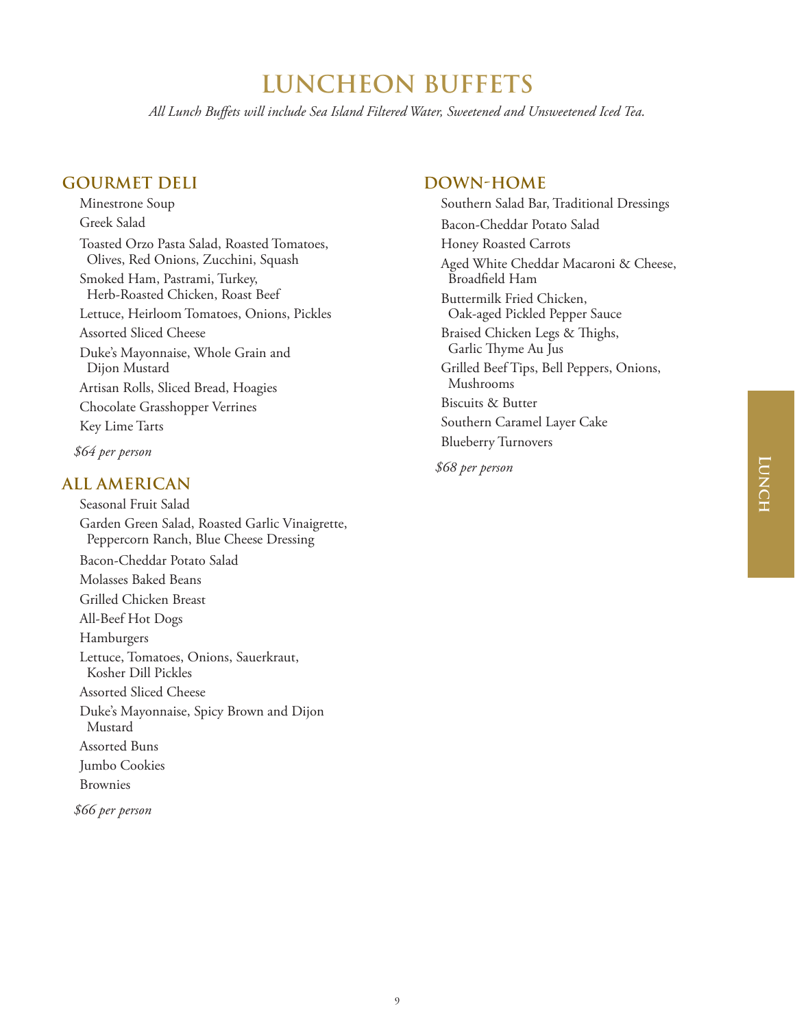# LUNCHEON BUFFETS

*All Lunch Buffets will include Sea Island Filtered Water, Sweetened and Unsweetened Iced Tea.*

## GOURMET DELI

Minestrone Soup

Greek Salad

Toasted Orzo Pasta Salad, Roasted Tomatoes, Olives, Red Onions, Zucchini, Squash

Smoked Ham, Pastrami, Turkey, Herb-Roasted Chicken, Roast Beef

Lettuce, Heirloom Tomatoes, Onions, Pickles

Assorted Sliced Cheese

Duke's Mayonnaise, Whole Grain and Dijon Mustard

Artisan Rolls, Sliced Bread, Hoagies

Chocolate Grasshopper Verrines

Key Lime Tarts

*$64 per person*

## ALL AMERICAN

Seasonal Fruit Salad

Garden Green Salad, Roasted Garlic Vinaigrette, Peppercorn Ranch, Blue Cheese Dressing

Bacon-Cheddar Potato Salad

Molasses Baked Beans

Grilled Chicken Breast

All-Beef Hot Dogs

Hamburgers

Lettuce, Tomatoes, Onions, Sauerkraut, Kosher Dill Pickles

Assorted Sliced Cheese

Duke's Mayonnaise, Spicy Brown and Dijon Mustard

Assorted Buns

Jumbo Cookies

Brownies

*$66 per person*

## DOWN-HOME

Southern Salad Bar, Traditional Dressings

Bacon-Cheddar Potato Salad

Honey Roasted Carrots

Aged White Cheddar Macaroni & Cheese, Broadfield Ham

Buttermilk Fried Chicken, Oak-aged Pickled Pepper Sauce

Braised Chicken Legs & Thighs, Garlic Thyme Au Jus

Grilled Beef Tips, Bell Peppers, Onions, Mushrooms

Biscuits & Butter

Southern Caramel Layer Cake

Blueberry Turnovers

*$68 per person*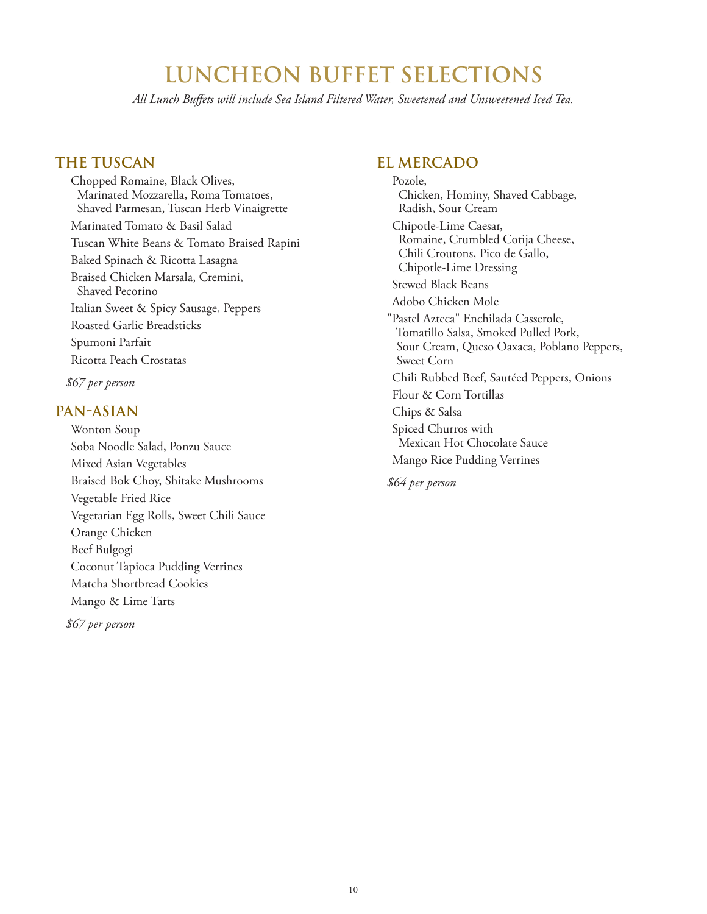# LUNCHEON BUFFET SELECTIONS

*All Lunch Buffets will include Sea Island Filtered Water, Sweetened and Unsweetened Iced Tea.*

## THE TUSCAN

Chopped Romaine, Black Olives, Marinated Mozzarella, Roma Tomatoes, Shaved Parmesan, Tuscan Herb Vinaigrette

Marinated Tomato & Basil Salad

Tuscan White Beans & Tomato Braised Rapini

Baked Spinach & Ricotta Lasagna

Braised Chicken Marsala, Cremini, Shaved Pecorino

Italian Sweet & Spicy Sausage, Peppers

Roasted Garlic Breadsticks

Spumoni Parfait

Ricotta Peach Crostatas

*$67 per person*

## PAN-ASIAN

Wonton Soup

Soba Noodle Salad, Ponzu Sauce

Mixed Asian Vegetables

Braised Bok Choy, Shitake Mushrooms

Vegetable Fried Rice

Vegetarian Egg Rolls, Sweet Chili Sauce

Orange Chicken

Beef Bulgogi

Coconut Tapioca Pudding Verrines

Matcha Shortbread Cookies

Mango & Lime Tarts

*$67 per person*

## EL MERCADO

Pozole, Chicken, Hominy, Shaved Cabbage, Radish, Sour Cream

Chipotle-Lime Caesar, Romaine, Crumbled Cotija Cheese, Chili Croutons, Pico de Gallo, Chipotle-Lime Dressing

Stewed Black Beans

Adobo Chicken Mole

"Pastel Azteca" Enchilada Casserole, Tomatillo Salsa, Smoked Pulled Pork, Sour Cream, Queso Oaxaca, Poblano Peppers, Sweet Corn

Chili Rubbed Beef, Sautéed Peppers, Onions

Flour & Corn Tortillas

Chips & Salsa

Spiced Churros with Mexican Hot Chocolate Sauce

Mango Rice Pudding Verrines

*$64 per person*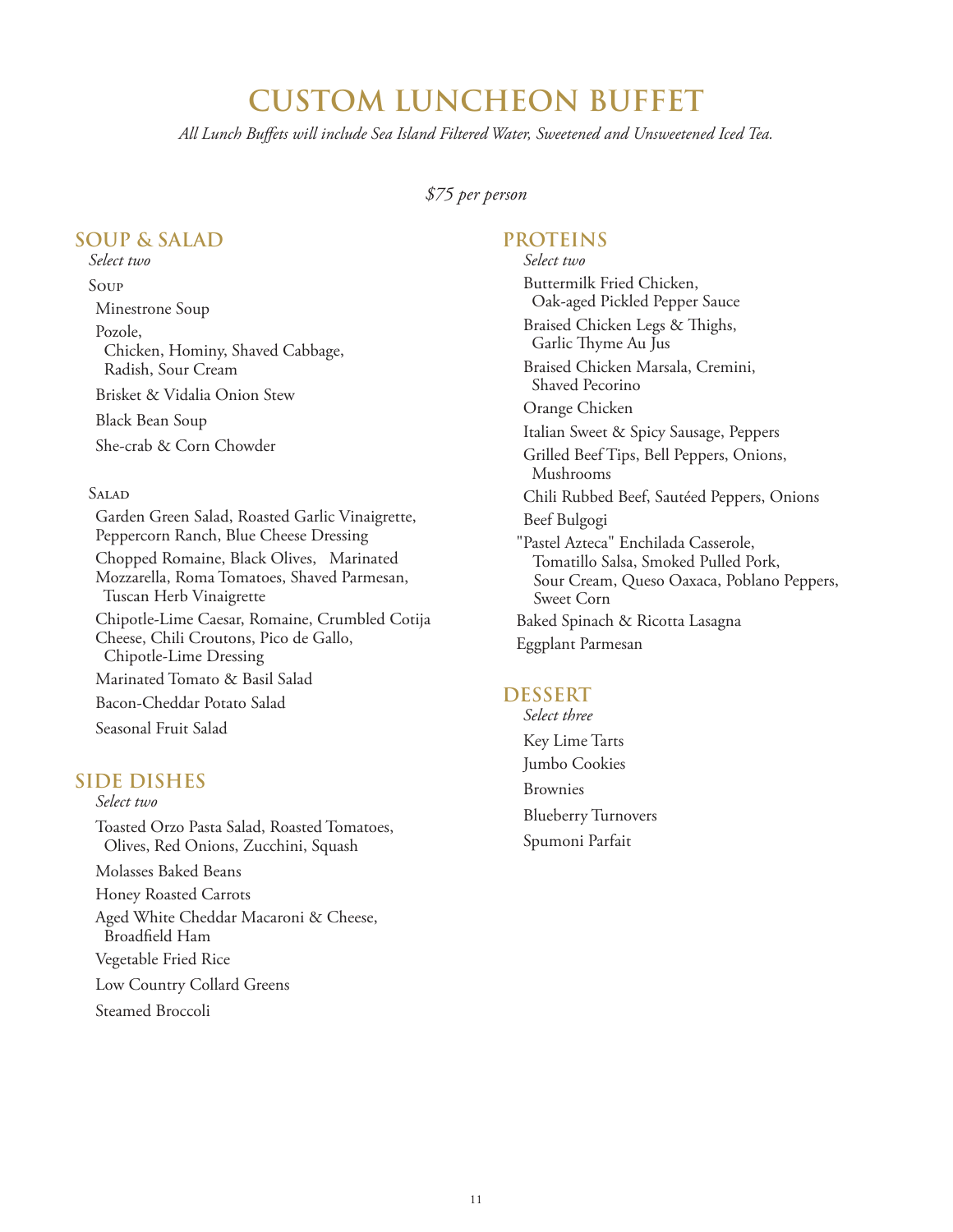# CUSTOM LUNCHEON BUFFET

*All Lunch Buffets will include Sea Island Filtered Water, Sweetened and Unsweetened Iced Tea.*

*$75 per person*

## SOUP & SALAD

*Select two*

### Soup

Minestrone Soup

Pozole,
Chicken, Hominy, Shaved Cabbage, Radish, Sour Cream

Brisket & Vidalia Onion Stew

Black Bean Soup

She-crab & Corn Chowder

### Salad

Garden Green Salad, Roasted Garlic Vinaigrette, Peppercorn Ranch, Blue Cheese Dressing

Chopped Romaine, Black Olives, Marinated Mozzarella, Roma Tomatoes, Shaved Parmesan, Tuscan Herb Vinaigrette

Chipotle-Lime Caesar, Romaine, Crumbled Cotija Cheese, Chili Croutons, Pico de Gallo, Chipotle-Lime Dressing

Marinated Tomato & Basil Salad

Bacon-Cheddar Potato Salad

Seasonal Fruit Salad

## SIDE DISHES

*Select two*

Toasted Orzo Pasta Salad, Roasted Tomatoes, Olives, Red Onions, Zucchini, Squash

Molasses Baked Beans

Honey Roasted Carrots

Aged White Cheddar Macaroni & Cheese, Broadfield Ham

Vegetable Fried Rice

Low Country Collard Greens

Steamed Broccoli

## PROTEINS

*Select two*

Buttermilk Fried Chicken,
Oak-aged Pickled Pepper Sauce

Braised Chicken Legs & Thighs,
Garlic Thyme Au Jus

Braised Chicken Marsala, Cremini,
Shaved Pecorino

Orange Chicken

Italian Sweet & Spicy Sausage, Peppers

Grilled Beef Tips, Bell Peppers, Onions, Mushrooms

Chili Rubbed Beef, Sautéed Peppers, Onions

Beef Bulgogi

"Pastel Azteca" Enchilada Casserole,
Tomatillo Salsa, Smoked Pulled Pork, Sour Cream, Queso Oaxaca, Poblano Peppers, Sweet Corn

Baked Spinach & Ricotta Lasagna

Eggplant Parmesan

## DESSERT

*Select three*

Key Lime Tarts

Jumbo Cookies

Brownies

Blueberry Turnovers

Spumoni Parfait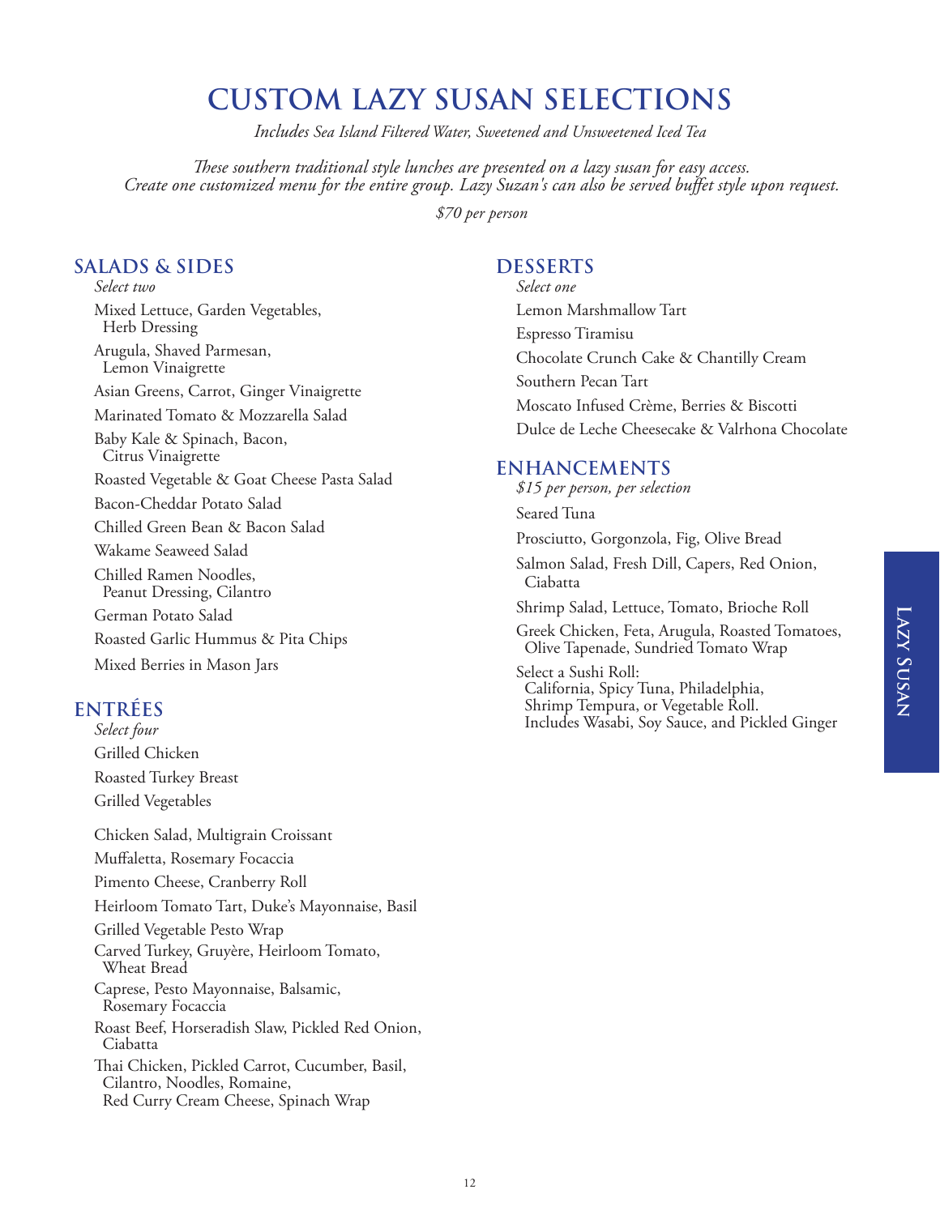# CUSTOM LAZY SUSAN SELECTIONS

*Includes Sea Island Filtered Water, Sweetened and Unsweetened Iced Tea*

*These southern traditional style lunches are presented on a lazy susan for easy access.*
*Create one customized menu for the entire group. Lazy Suzan's can also be served buffet style upon request.*

*$70 per person*

## SALADS & SIDES

*Select two*

Mixed Lettuce, Garden Vegetables, Herb Dressing

Arugula, Shaved Parmesan, Lemon Vinaigrette

Asian Greens, Carrot, Ginger Vinaigrette

Marinated Tomato & Mozzarella Salad

Baby Kale & Spinach, Bacon, Citrus Vinaigrette

Roasted Vegetable & Goat Cheese Pasta Salad

Bacon-Cheddar Potato Salad

Chilled Green Bean & Bacon Salad

Wakame Seaweed Salad

Chilled Ramen Noodles, Peanut Dressing, Cilantro

German Potato Salad

Roasted Garlic Hummus & Pita Chips

Mixed Berries in Mason Jars

## ENTRÉES

*Select four*

Grilled Chicken

Roasted Turkey Breast

Grilled Vegetables

Chicken Salad, Multigrain Croissant

Muffaletta, Rosemary Focaccia

Pimento Cheese, Cranberry Roll

Heirloom Tomato Tart, Duke's Mayonnaise, Basil

Grilled Vegetable Pesto Wrap

Carved Turkey, Gruyère, Heirloom Tomato, Wheat Bread

Caprese, Pesto Mayonnaise, Balsamic, Rosemary Focaccia

Roast Beef, Horseradish Slaw, Pickled Red Onion, Ciabatta

Thai Chicken, Pickled Carrot, Cucumber, Basil, Cilantro, Noodles, Romaine, Red Curry Cream Cheese, Spinach Wrap

## DESSERTS

*Select one*

Lemon Marshmallow Tart

Espresso Tiramisu

Chocolate Crunch Cake & Chantilly Cream

Southern Pecan Tart

Moscato Infused Crème, Berries & Biscotti

Dulce de Leche Cheesecake & Valrhona Chocolate

## ENHANCEMENTS

*$15 per person, per selection*

Seared Tuna

Prosciutto, Gorgonzola, Fig, Olive Bread

Salmon Salad, Fresh Dill, Capers, Red Onion, Ciabatta

Shrimp Salad, Lettuce, Tomato, Brioche Roll

Greek Chicken, Feta, Arugula, Roasted Tomatoes, Olive Tapenade, Sundried Tomato Wrap

Select a Sushi Roll:
California, Spicy Tuna, Philadelphia, Shrimp Tempura, or Vegetable Roll.
Includes Wasabi, Soy Sauce, and Pickled Ginger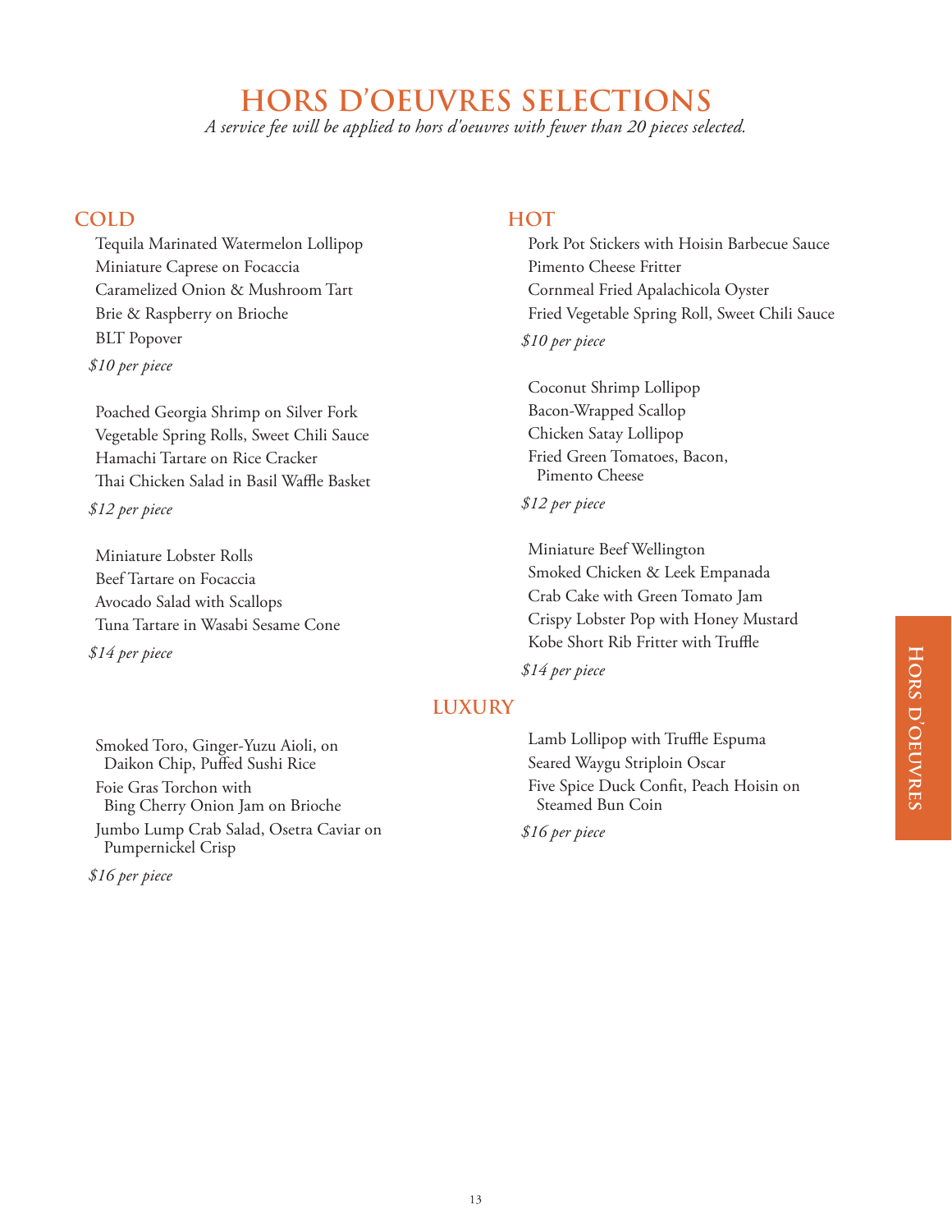# HORS D'OEUVRES SELECTIONS

*A service fee will be applied to hors d'oeuvres with fewer than 20 pieces selected.*

## COLD

Tequila Marinated Watermelon Lollipop
Miniature Caprese on Focaccia
Caramelized Onion & Mushroom Tart
Brie & Raspberry on Brioche
BLT Popover

*$10 per piece*

Poached Georgia Shrimp on Silver Fork
Vegetable Spring Rolls, Sweet Chili Sauce
Hamachi Tartare on Rice Cracker
Thai Chicken Salad in Basil Waffle Basket

*$12 per piece*

Miniature Lobster Rolls
Beef Tartare on Focaccia
Avocado Salad with Scallops
Tuna Tartare in Wasabi Sesame Cone

*$14 per piece*

## HOT

Pork Pot Stickers with Hoisin Barbecue Sauce
Pimento Cheese Fritter
Cornmeal Fried Apalachicola Oyster
Fried Vegetable Spring Roll, Sweet Chili Sauce

*$10 per piece*

Coconut Shrimp Lollipop
Bacon-Wrapped Scallop
Chicken Satay Lollipop
Fried Green Tomatoes, Bacon, Pimento Cheese

*$12 per piece*

Miniature Beef Wellington
Smoked Chicken & Leek Empanada
Crab Cake with Green Tomato Jam
Crispy Lobster Pop with Honey Mustard
Kobe Short Rib Fritter with Truffle

*$14 per piece*

## LUXURY

Smoked Toro, Ginger-Yuzu Aioli, on Daikon Chip, Puffed Sushi Rice
Foie Gras Torchon with Bing Cherry Onion Jam on Brioche
Jumbo Lump Crab Salad, Osetra Caviar on Pumpernickel Crisp

*$16 per piece*

Lamb Lollipop with Truffle Espuma
Seared Waygu Striploin Oscar
Five Spice Duck Confit, Peach Hoisin on Steamed Bun Coin

*$16 per piece*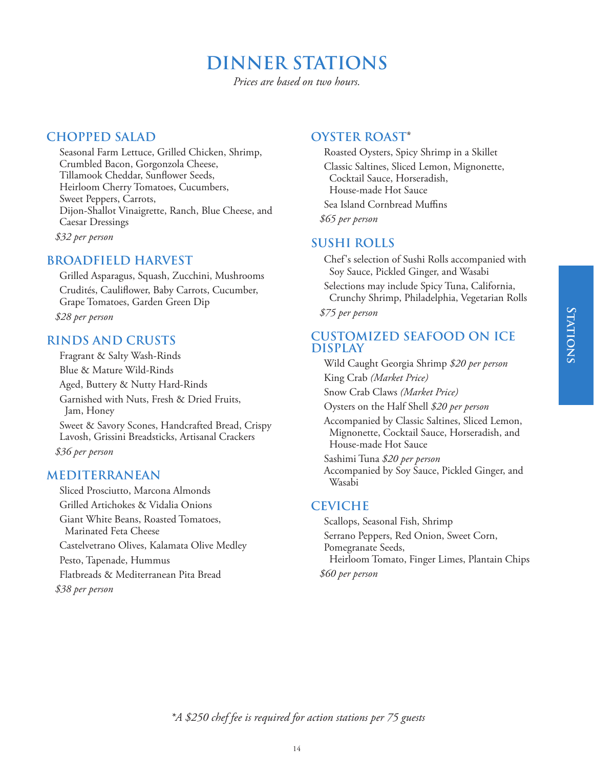# DINNER STATIONS

*Prices are based on two hours.*

## CHOPPED SALAD

Seasonal Farm Lettuce, Grilled Chicken, Shrimp, Crumbled Bacon, Gorgonzola Cheese, Tillamook Cheddar, Sunflower Seeds, Heirloom Cherry Tomatoes, Cucumbers, Sweet Peppers, Carrots, Dijon-Shallot Vinaigrette, Ranch, Blue Cheese, and Caesar Dressings

*$32 per person*

## BROADFIELD HARVEST

Grilled Asparagus, Squash, Zucchini, Mushrooms

Crudités, Cauliflower, Baby Carrots, Cucumber, Grape Tomatoes, Garden Green Dip

*$28 per person*

## RINDS AND CRUSTS

Fragrant & Salty Wash-Rinds

Blue & Mature Wild-Rinds

Aged, Buttery & Nutty Hard-Rinds

Garnished with Nuts, Fresh & Dried Fruits, Jam, Honey

Sweet & Savory Scones, Handcrafted Bread, Crispy Lavosh, Grissini Breadsticks, Artisanal Crackers

*$36 per person*

## MEDITERRANEAN

Sliced Prosciutto, Marcona Almonds

Grilled Artichokes & Vidalia Onions

Giant White Beans, Roasted Tomatoes, Marinated Feta Cheese

Castelvetrano Olives, Kalamata Olive Medley

Pesto, Tapenade, Hummus

Flatbreads & Mediterranean Pita Bread

*$38 per person*

## OYSTER ROAST*

Roasted Oysters, Spicy Shrimp in a Skillet

Classic Saltines, Sliced Lemon, Mignonette, Cocktail Sauce, Horseradish, House-made Hot Sauce

Sea Island Cornbread Muffins

*$65 per person*

## SUSHI ROLLS

Chef's selection of Sushi Rolls accompanied with Soy Sauce, Pickled Ginger, and Wasabi

Selections may include Spicy Tuna, California, Crunchy Shrimp, Philadelphia, Vegetarian Rolls

*$75 per person*

## CUSTOMIZED SEAFOOD ON ICE DISPLAY

Wild Caught Georgia Shrimp *$20 per person*

King Crab *(Market Price)*

Snow Crab Claws *(Market Price)*

Oysters on the Half Shell *$20 per person*

Accompanied by Classic Saltines, Sliced Lemon, Mignonette, Cocktail Sauce, Horseradish, and House-made Hot Sauce

Sashimi Tuna *$20 per person*
Accompanied by Soy Sauce, Pickled Ginger, and Wasabi

## CEVICHE

Scallops, Seasonal Fish, Shrimp

Serrano Peppers, Red Onion, Sweet Corn, Pomegranate Seeds, Heirloom Tomato, Finger Limes, Plantain Chips

*$60 per person*

*\*A $250 chef fee is required for action stations per 75 guests*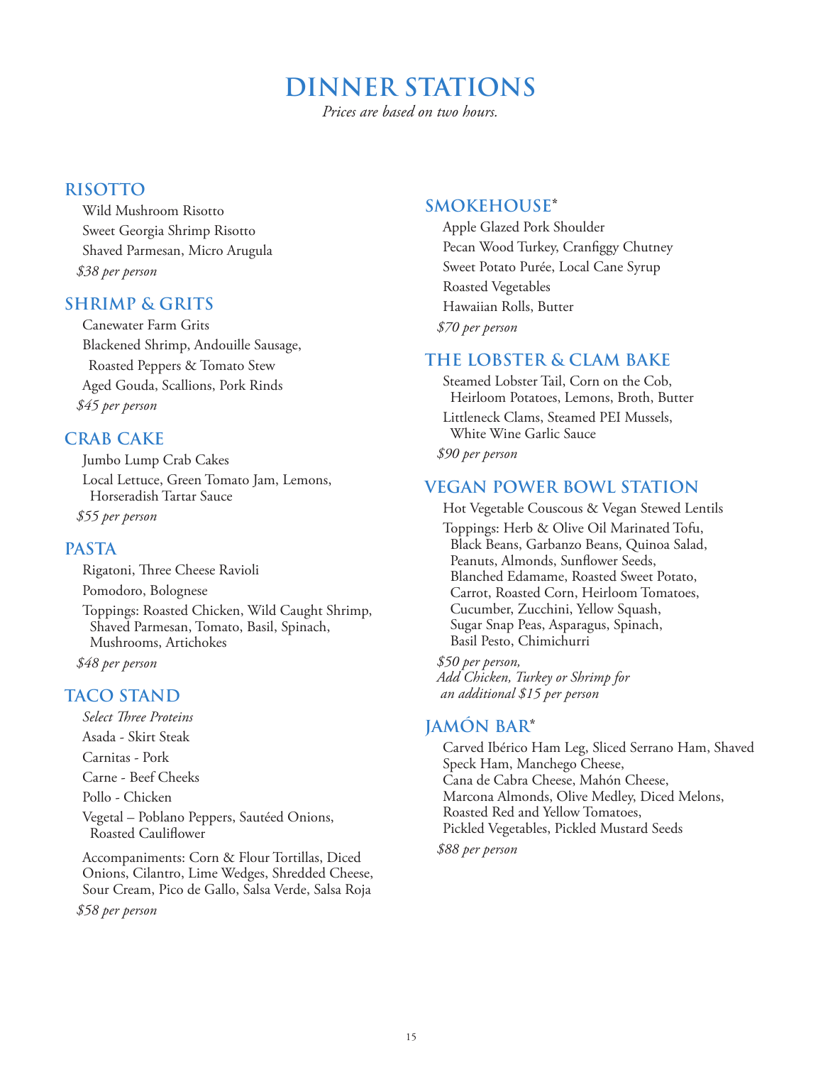# DINNER STATIONS

*Prices are based on two hours.*

## RISOTTO

Wild Mushroom Risotto
Sweet Georgia Shrimp Risotto
Shaved Parmesan, Micro Arugula

*$38 per person*

## SHRIMP & GRITS

Canewater Farm Grits
Blackened Shrimp, Andouille Sausage, Roasted Peppers & Tomato Stew
Aged Gouda, Scallions, Pork Rinds

*$45 per person*

## CRAB CAKE

Jumbo Lump Crab Cakes
Local Lettuce, Green Tomato Jam, Lemons, Horseradish Tartar Sauce

*$55 per person*

## PASTA

Rigatoni, Three Cheese Ravioli
Pomodoro, Bolognese
Toppings: Roasted Chicken, Wild Caught Shrimp, Shaved Parmesan, Tomato, Basil, Spinach, Mushrooms, Artichokes

*$48 per person*

## TACO STAND

*Select Three Proteins*

Asada - Skirt Steak
Carnitas - Pork
Carne - Beef Cheeks
Pollo - Chicken
Vegetal – Poblano Peppers, Sautéed Onions, Roasted Cauliflower

Accompaniments: Corn & Flour Tortillas, Diced Onions, Cilantro, Lime Wedges, Shredded Cheese, Sour Cream, Pico de Gallo, Salsa Verde, Salsa Roja

*$58 per person*

## SMOKEHOUSE*

Apple Glazed Pork Shoulder
Pecan Wood Turkey, Cranfiggy Chutney
Sweet Potato Purée, Local Cane Syrup
Roasted Vegetables
Hawaiian Rolls, Butter

*$70 per person*

## THE LOBSTER & CLAM BAKE

Steamed Lobster Tail, Corn on the Cob, Heirloom Potatoes, Lemons, Broth, Butter
Littleneck Clams, Steamed PEI Mussels, White Wine Garlic Sauce

*$90 per person*

## VEGAN POWER BOWL STATION

Hot Vegetable Couscous & Vegan Stewed Lentils
Toppings: Herb & Olive Oil Marinated Tofu, Black Beans, Garbanzo Beans, Quinoa Salad, Peanuts, Almonds, Sunflower Seeds, Blanched Edamame, Roasted Sweet Potato, Carrot, Roasted Corn, Heirloom Tomatoes, Cucumber, Zucchini, Yellow Squash, Sugar Snap Peas, Asparagus, Spinach, Basil Pesto, Chimichurri

*$50 per person,*
*Add Chicken, Turkey or Shrimp for an additional $15 per person*

## JAMÓN BAR*

Carved Ibérico Ham Leg, Sliced Serrano Ham, Shaved Speck Ham, Manchego Cheese, Cana de Cabra Cheese, Mahón Cheese, Marcona Almonds, Olive Medley, Diced Melons, Roasted Red and Yellow Tomatoes, Pickled Vegetables, Pickled Mustard Seeds

*$88 per person*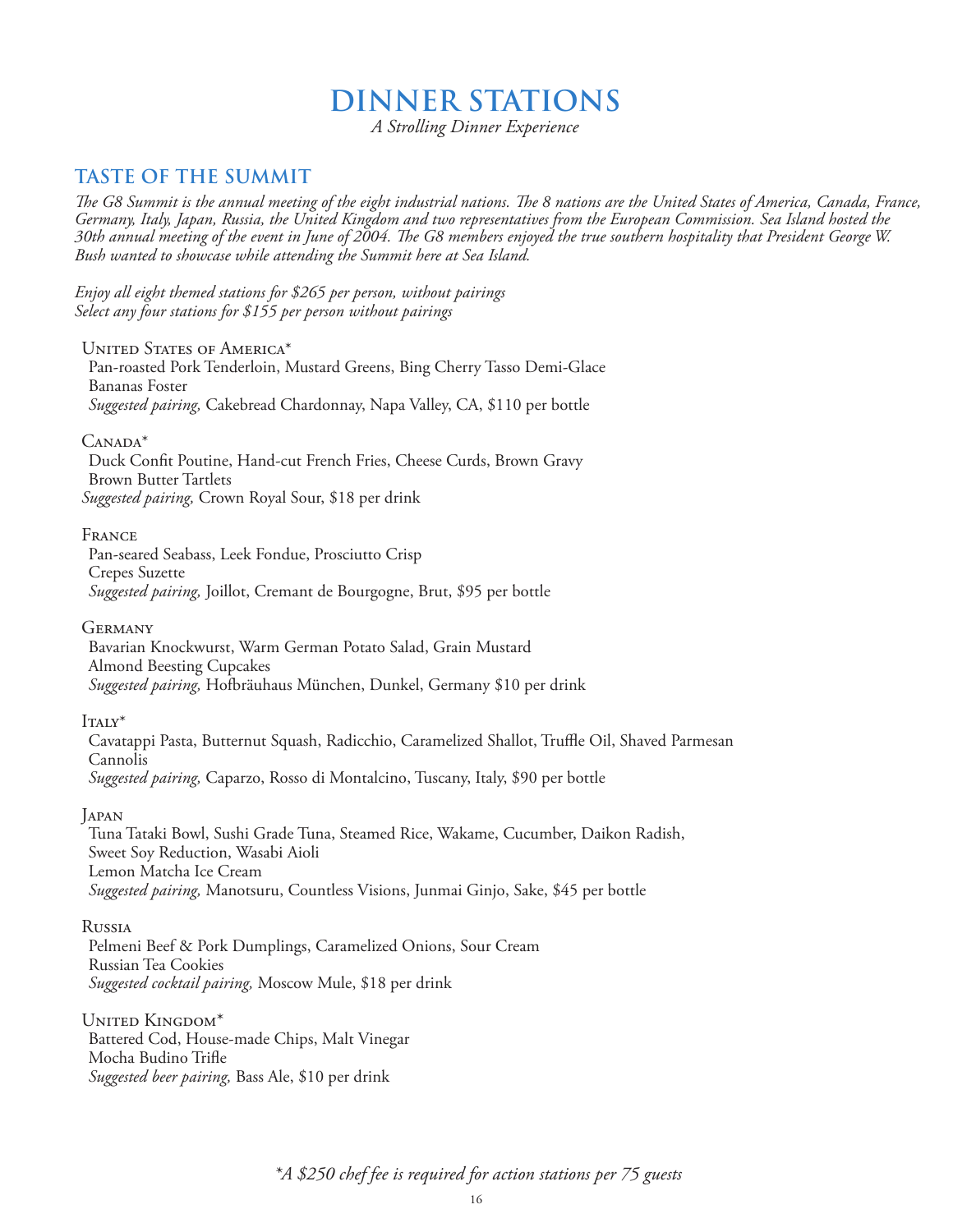# DINNER STATIONS

*A Strolling Dinner Experience*

## TASTE OF THE SUMMIT

*The G8 Summit is the annual meeting of the eight industrial nations. The 8 nations are the United States of America, Canada, France, Germany, Italy, Japan, Russia, the United Kingdom and two representatives from the European Commission. Sea Island hosted the 30th annual meeting of the event in June of 2004. The G8 members enjoyed the true southern hospitality that President George W. Bush wanted to showcase while attending the Summit here at Sea Island.*

*Enjoy all eight themed stations for $265 per person, without pairings*
*Select any four stations for $155 per person without pairings*

United States of America*
Pan-roasted Pork Tenderloin, Mustard Greens, Bing Cherry Tasso Demi-Glace
Bananas Foster
*Suggested pairing,* Cakebread Chardonnay, Napa Valley, CA, $110 per bottle

Canada*
Duck Confit Poutine, Hand-cut French Fries, Cheese Curds, Brown Gravy
Brown Butter Tartlets
*Suggested pairing,* Crown Royal Sour, $18 per drink

France
Pan-seared Seabass, Leek Fondue, Prosciutto Crisp
Crepes Suzette
*Suggested pairing,* Joillot, Cremant de Bourgogne, Brut, $95 per bottle

Germany
Bavarian Knockwurst, Warm German Potato Salad, Grain Mustard
Almond Beesting Cupcakes
*Suggested pairing,* Hofbräuhaus München, Dunkel, Germany $10 per drink

Italy*
Cavatappi Pasta, Butternut Squash, Radicchio, Caramelized Shallot, Truffle Oil, Shaved Parmesan
Cannolis
*Suggested pairing,* Caparzo, Rosso di Montalcino, Tuscany, Italy, $90 per bottle

Japan
Tuna Tataki Bowl, Sushi Grade Tuna, Steamed Rice, Wakame, Cucumber, Daikon Radish, Sweet Soy Reduction, Wasabi Aioli
Lemon Matcha Ice Cream
*Suggested pairing,* Manotsuru, Countless Visions, Junmai Ginjo, Sake, $45 per bottle

Russia
Pelmeni Beef & Pork Dumplings, Caramelized Onions, Sour Cream
Russian Tea Cookies
*Suggested cocktail pairing,* Moscow Mule, $18 per drink

United Kingdom*
Battered Cod, House-made Chips, Malt Vinegar
Mocha Budino Trifle
*Suggested beer pairing,* Bass Ale, $10 per drink

*\*A $250 chef fee is required for action stations per 75 guests*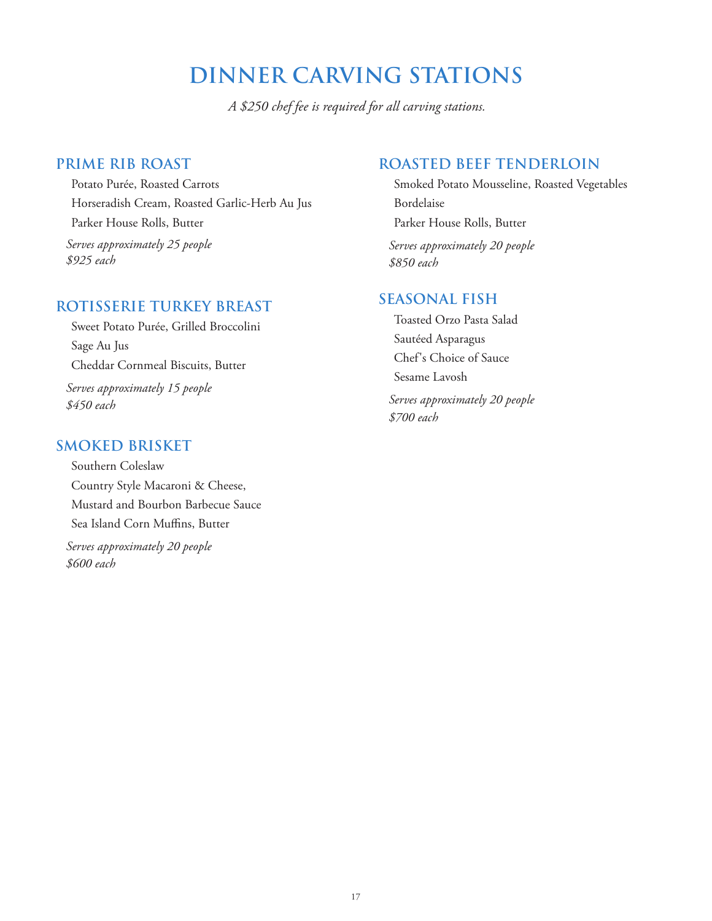# DINNER CARVING STATIONS

*A $250 chef fee is required for all carving stations.*

## PRIME RIB ROAST

Potato Purée, Roasted Carrots

Horseradish Cream, Roasted Garlic-Herb Au Jus

Parker House Rolls, Butter

*Serves approximately 25 people*
*$925 each*

## ROTISSERIE TURKEY BREAST

Sweet Potato Purée, Grilled Broccolini

Sage Au Jus

Cheddar Cornmeal Biscuits, Butter

*Serves approximately 15 people*
*$450 each*

## SMOKED BRISKET

Southern Coleslaw

Country Style Macaroni & Cheese,

Mustard and Bourbon Barbecue Sauce

Sea Island Corn Muffins, Butter

*Serves approximately 20 people*
*$600 each*

## ROASTED BEEF TENDERLOIN

Smoked Potato Mousseline, Roasted Vegetables

Bordelaise

Parker House Rolls, Butter

*Serves approximately 20 people*
*$850 each*

## SEASONAL FISH

Toasted Orzo Pasta Salad

Sautéed Asparagus

Chef's Choice of Sauce

Sesame Lavosh

*Serves approximately 20 people*
*$700 each*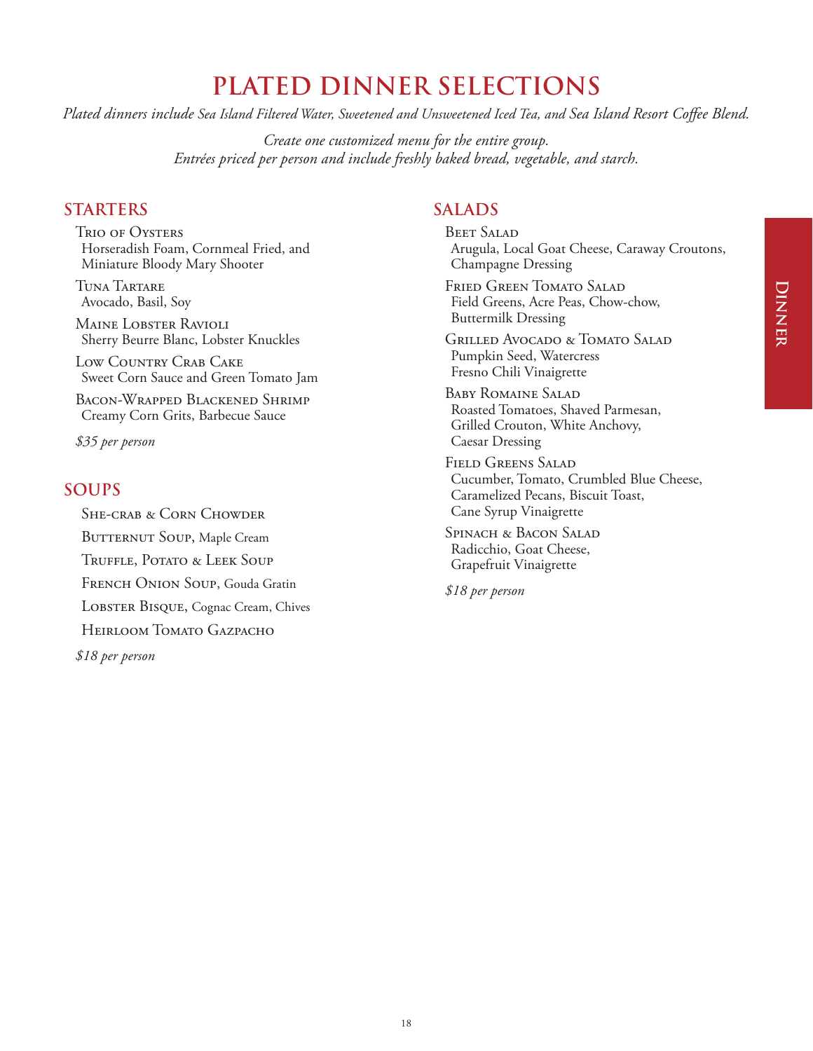# PLATED DINNER SELECTIONS

*Plated dinners include Sea Island Filtered Water, Sweetened and Unsweetened Iced Tea, and Sea Island Resort Coffee Blend.*

*Create one customized menu for the entire group.*
*Entrées priced per person and include freshly baked bread, vegetable, and starch.*

## STARTERS

**Trio of Oysters**
Horseradish Foam, Cornmeal Fried, and Miniature Bloody Mary Shooter

**Tuna Tartare**
Avocado, Basil, Soy

**Maine Lobster Ravioli**
Sherry Beurre Blanc, Lobster Knuckles

**Low Country Crab Cake**
Sweet Corn Sauce and Green Tomato Jam

**Bacon-Wrapped Blackened Shrimp**
Creamy Corn Grits, Barbecue Sauce

*$35 per person*

## SOUPS

**She-crab & Corn Chowder**

**Butternut Soup**, Maple Cream

**Truffle, Potato & Leek Soup**

**French Onion Soup**, Gouda Gratin

**Lobster Bisque**, Cognac Cream, Chives

**Heirloom Tomato Gazpacho**

*$18 per person*

## SALADS

**Beet Salad**
Arugula, Local Goat Cheese, Caraway Croutons, Champagne Dressing

**Fried Green Tomato Salad**
Field Greens, Acre Peas, Chow-chow, Buttermilk Dressing

**Grilled Avocado & Tomato Salad**
Pumpkin Seed, Watercress
Fresno Chili Vinaigrette

**Baby Romaine Salad**
Roasted Tomatoes, Shaved Parmesan, Grilled Crouton, White Anchovy, Caesar Dressing

**Field Greens Salad**
Cucumber, Tomato, Crumbled Blue Cheese, Caramelized Pecans, Biscuit Toast, Cane Syrup Vinaigrette

**Spinach & Bacon Salad**
Radicchio, Goat Cheese, Grapefruit Vinaigrette

*$18 per person*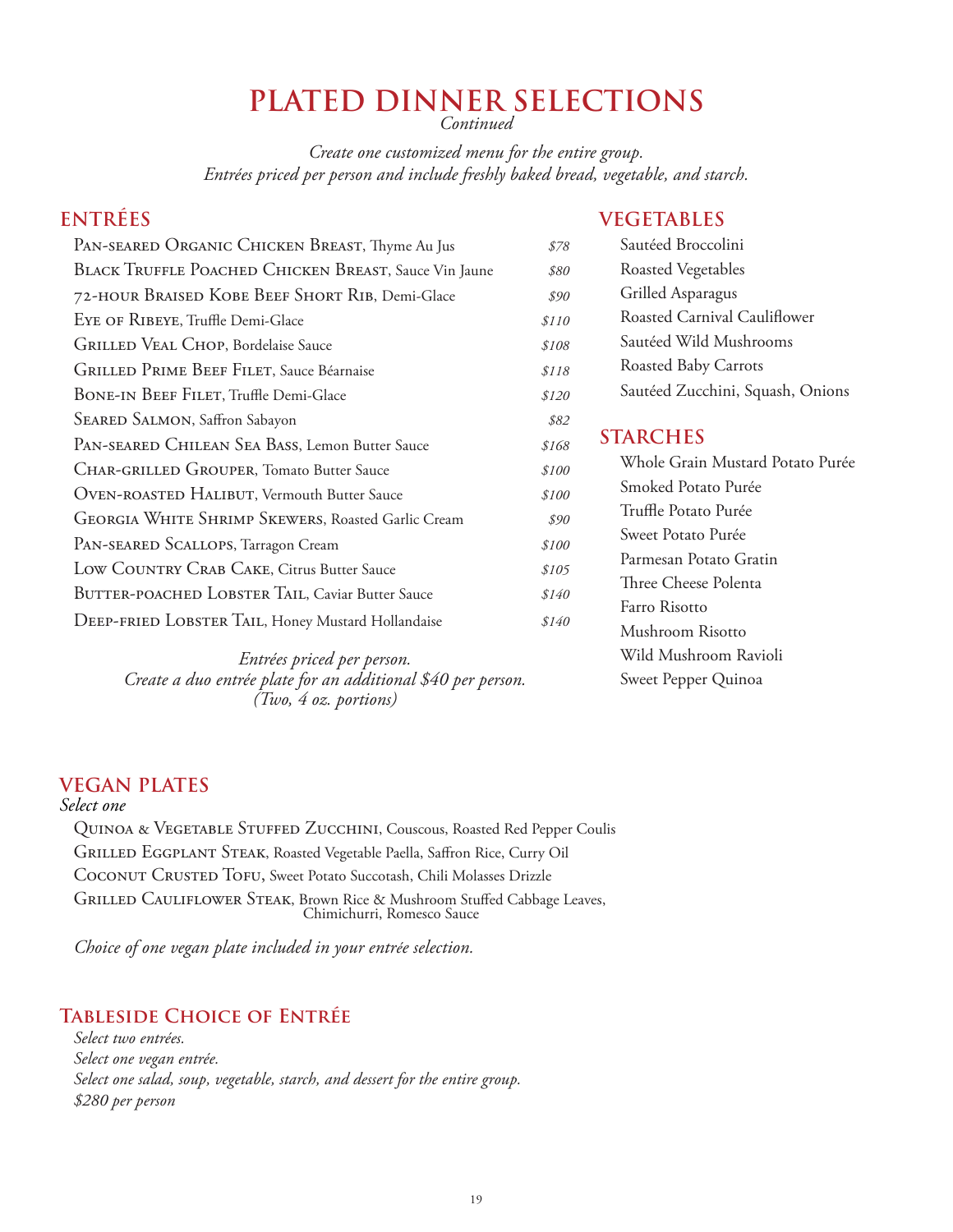# PLATED DINNER SELECTIONS

*Continued*

*Create one customized menu for the entire group.*
*Entrées priced per person and include freshly baked bread, vegetable, and starch.*

## ENTRÉES

| Entrée | Price |
|---|---|
| Pan-seared Organic Chicken Breast, Thyme Au Jus | $78 |
| Black Truffle Poached Chicken Breast, Sauce Vin Jaune | $80 |
| 72-hour Braised Kobe Beef Short Rib, Demi-Glace | $90 |
| Eye of Ribeye, Truffle Demi-Glace | $110 |
| Grilled Veal Chop, Bordelaise Sauce | $108 |
| Grilled Prime Beef Filet, Sauce Béarnaise | $118 |
| Bone-in Beef Filet, Truffle Demi-Glace | $120 |
| Seared Salmon, Saffron Sabayon | $82 |
| Pan-seared Chilean Sea Bass, Lemon Butter Sauce | $168 |
| Char-grilled Grouper, Tomato Butter Sauce | $100 |
| Oven-roasted Halibut, Vermouth Butter Sauce | $100 |
| Georgia White Shrimp Skewers, Roasted Garlic Cream | $90 |
| Pan-seared Scallops, Tarragon Cream | $100 |
| Low Country Crab Cake, Citrus Butter Sauce | $105 |
| Butter-poached Lobster Tail, Caviar Butter Sauce | $140 |
| Deep-fried Lobster Tail, Honey Mustard Hollandaise | $140 |

*Entrées priced per person.*
*Create a duo entrée plate for an additional $40 per person.*
*(Two, 4 oz. portions)*

## VEGETABLES

- Sautéed Broccolini
- Roasted Vegetables
- Grilled Asparagus
- Roasted Carnival Cauliflower
- Sautéed Wild Mushrooms
- Roasted Baby Carrots
- Sautéed Zucchini, Squash, Onions

## STARCHES

- Whole Grain Mustard Potato Purée
- Smoked Potato Purée
- Truffle Potato Purée
- Sweet Potato Purée
- Parmesan Potato Gratin
- Three Cheese Polenta
- Farro Risotto
- Mushroom Risotto
- Wild Mushroom Ravioli
- Sweet Pepper Quinoa

## VEGAN PLATES

*Select one*

- Quinoa & Vegetable Stuffed Zucchini, Couscous, Roasted Red Pepper Coulis
- Grilled Eggplant Steak, Roasted Vegetable Paella, Saffron Rice, Curry Oil
- Coconut Crusted Tofu, Sweet Potato Succotash, Chili Molasses Drizzle
- Grilled Cauliflower Steak, Brown Rice & Mushroom Stuffed Cabbage Leaves, Chimichurri, Romesco Sauce

*Choice of one vegan plate included in your entrée selection.*

## Tableside Choice of Entrée

*Select two entrées.*
*Select one vegan entrée.*
*Select one salad, soup, vegetable, starch, and dessert for the entire group.*
*$280 per person*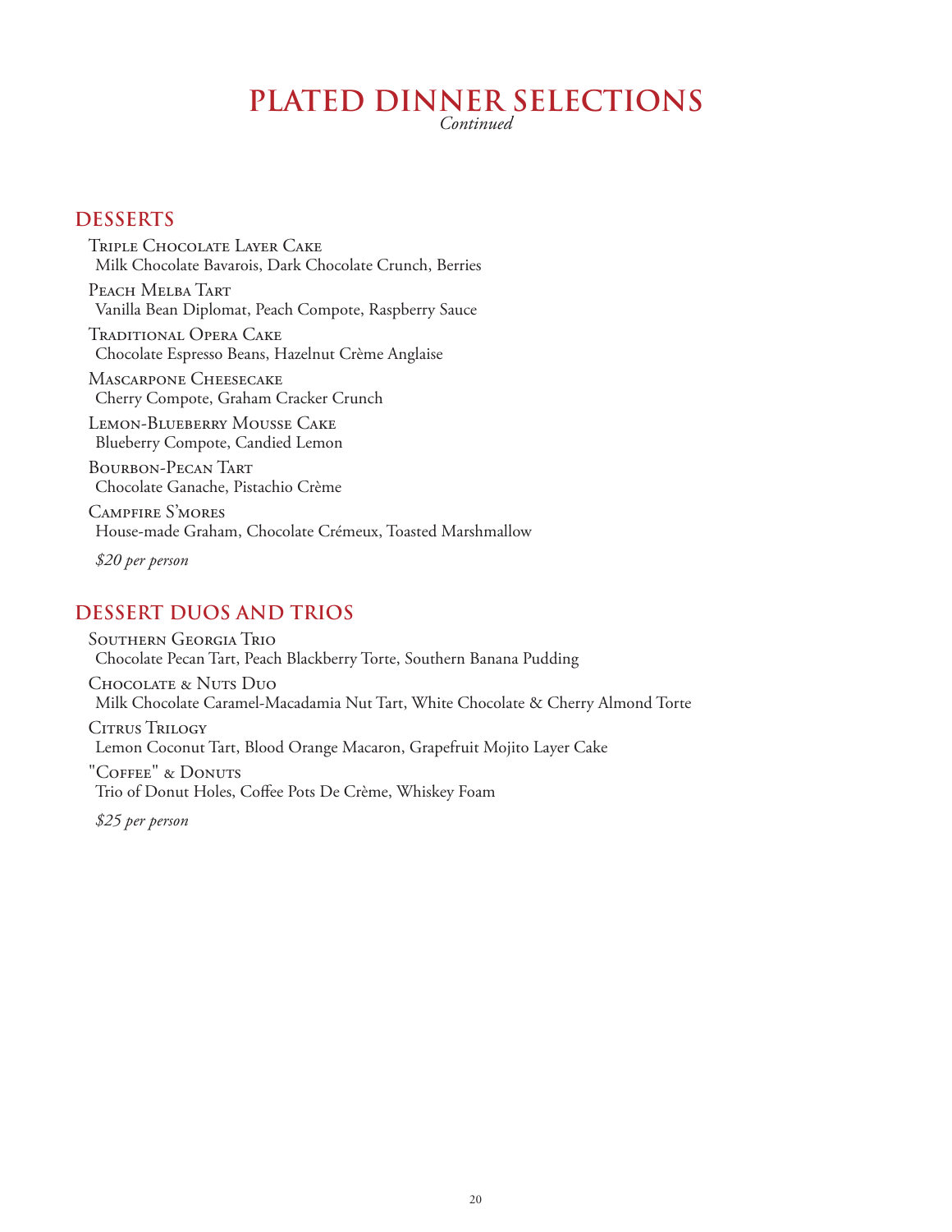# PLATED DINNER SELECTIONS

*Continued*

## DESSERTS

Triple Chocolate Layer Cake
Milk Chocolate Bavarois, Dark Chocolate Crunch, Berries

Peach Melba Tart
Vanilla Bean Diplomat, Peach Compote, Raspberry Sauce

Traditional Opera Cake
Chocolate Espresso Beans, Hazelnut Crème Anglaise

Mascarpone Cheesecake
Cherry Compote, Graham Cracker Crunch

Lemon-Blueberry Mousse Cake
Blueberry Compote, Candied Lemon

Bourbon-Pecan Tart
Chocolate Ganache, Pistachio Crème

Campfire S'mores
House-made Graham, Chocolate Crémeux, Toasted Marshmallow

*$20 per person*

## DESSERT DUOS AND TRIOS

Southern Georgia Trio
Chocolate Pecan Tart, Peach Blackberry Torte, Southern Banana Pudding

Chocolate & Nuts Duo
Milk Chocolate Caramel-Macadamia Nut Tart, White Chocolate & Cherry Almond Torte

Citrus Trilogy
Lemon Coconut Tart, Blood Orange Macaron, Grapefruit Mojito Layer Cake

"Coffee" & Donuts
Trio of Donut Holes, Coffee Pots De Crème, Whiskey Foam

*$25 per person*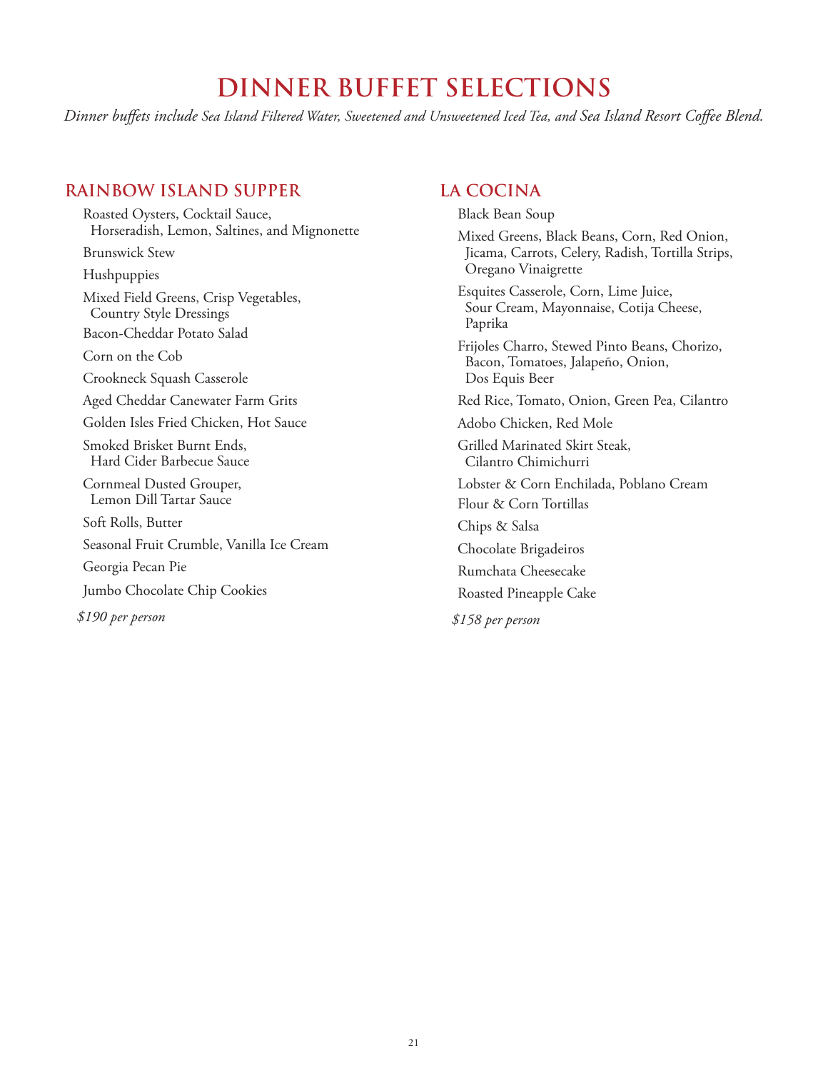# DINNER BUFFET SELECTIONS

*Dinner buffets include Sea Island Filtered Water, Sweetened and Unsweetened Iced Tea, and Sea Island Resort Coffee Blend.*

## RAINBOW ISLAND SUPPER

Roasted Oysters, Cocktail Sauce, Horseradish, Lemon, Saltines, and Mignonette

Brunswick Stew

Hushpuppies

Mixed Field Greens, Crisp Vegetables, Country Style Dressings

Bacon-Cheddar Potato Salad

Corn on the Cob

Crookneck Squash Casserole

Aged Cheddar Canewater Farm Grits

Golden Isles Fried Chicken, Hot Sauce

Smoked Brisket Burnt Ends, Hard Cider Barbecue Sauce

Cornmeal Dusted Grouper, Lemon Dill Tartar Sauce

Soft Rolls, Butter

Seasonal Fruit Crumble, Vanilla Ice Cream

Georgia Pecan Pie

Jumbo Chocolate Chip Cookies

*$190 per person*

## LA COCINA

Black Bean Soup

Mixed Greens, Black Beans, Corn, Red Onion, Jicama, Carrots, Celery, Radish, Tortilla Strips, Oregano Vinaigrette

Esquites Casserole, Corn, Lime Juice, Sour Cream, Mayonnaise, Cotija Cheese, Paprika

Frijoles Charro, Stewed Pinto Beans, Chorizo, Bacon, Tomatoes, Jalapeño, Onion, Dos Equis Beer

Red Rice, Tomato, Onion, Green Pea, Cilantro

Adobo Chicken, Red Mole

Grilled Marinated Skirt Steak, Cilantro Chimichurri

Lobster & Corn Enchilada, Poblano Cream

Flour & Corn Tortillas

Chips & Salsa

Chocolate Brigadeiros

Rumchata Cheesecake

Roasted Pineapple Cake

*$158 per person*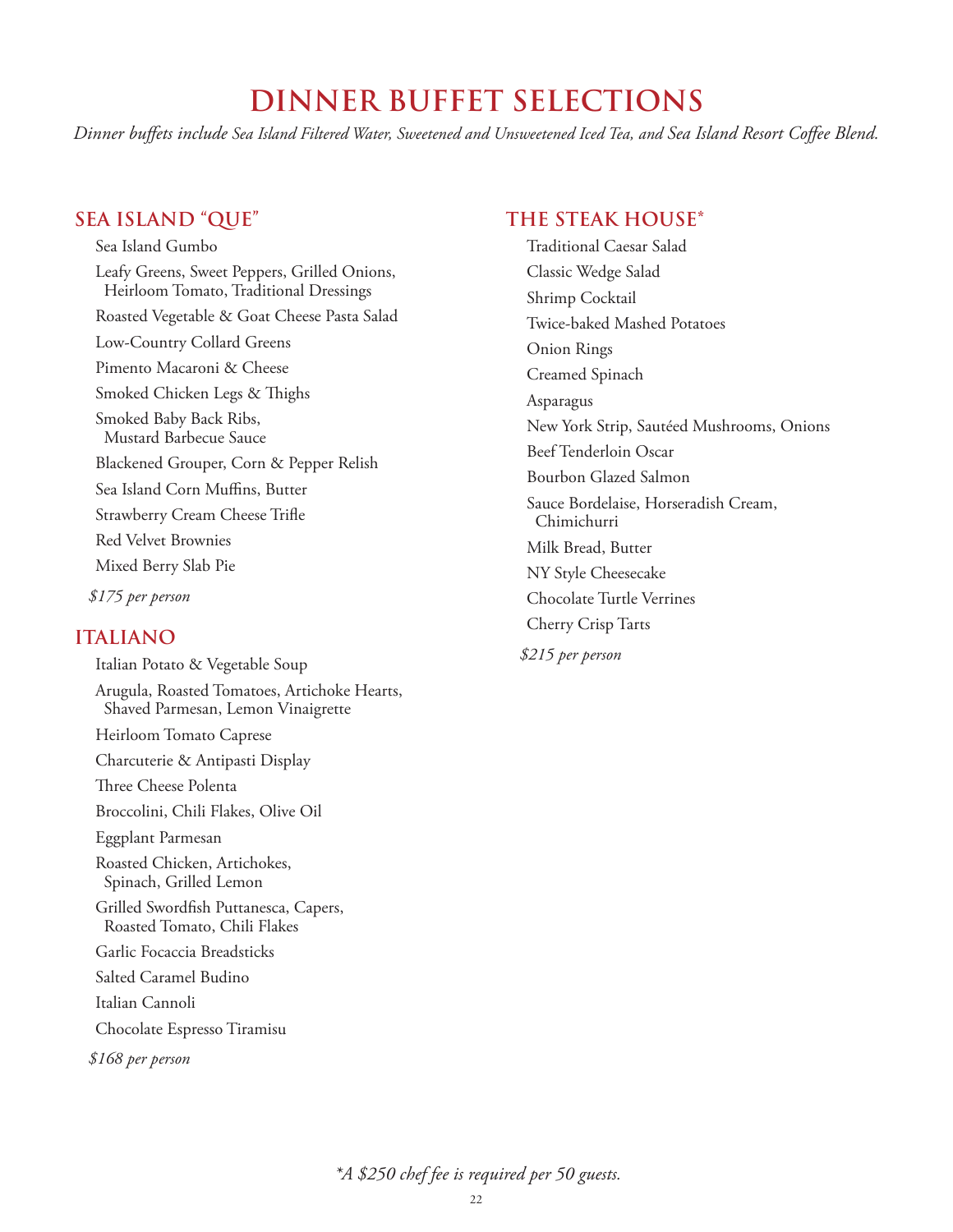# DINNER BUFFET SELECTIONS

*Dinner buffets include Sea Island Filtered Water, Sweetened and Unsweetened Iced Tea, and Sea Island Resort Coffee Blend.*

## SEA ISLAND "QUE"

Sea Island Gumbo

Leafy Greens, Sweet Peppers, Grilled Onions, Heirloom Tomato, Traditional Dressings

Roasted Vegetable & Goat Cheese Pasta Salad

Low-Country Collard Greens

Pimento Macaroni & Cheese

Smoked Chicken Legs & Thighs

Smoked Baby Back Ribs, Mustard Barbecue Sauce

Blackened Grouper, Corn & Pepper Relish

Sea Island Corn Muffins, Butter

Strawberry Cream Cheese Trifle

Red Velvet Brownies

Mixed Berry Slab Pie

*$175 per person*

## ITALIANO

Italian Potato & Vegetable Soup

Arugula, Roasted Tomatoes, Artichoke Hearts, Shaved Parmesan, Lemon Vinaigrette

Heirloom Tomato Caprese

Charcuterie & Antipasti Display

Three Cheese Polenta

Broccolini, Chili Flakes, Olive Oil

Eggplant Parmesan

Roasted Chicken, Artichokes, Spinach, Grilled Lemon

Grilled Swordfish Puttanesca, Capers, Roasted Tomato, Chili Flakes

Garlic Focaccia Breadsticks

Salted Caramel Budino

Italian Cannoli

Chocolate Espresso Tiramisu

*$168 per person*

## THE STEAK HOUSE*

Traditional Caesar Salad

Classic Wedge Salad

Shrimp Cocktail

Twice-baked Mashed Potatoes

Onion Rings

Creamed Spinach

Asparagus

New York Strip, Sautéed Mushrooms, Onions

Beef Tenderloin Oscar

Bourbon Glazed Salmon

Sauce Bordelaise, Horseradish Cream, Chimichurri

Milk Bread, Butter

NY Style Cheesecake

Chocolate Turtle Verrines

Cherry Crisp Tarts

*$215 per person*

*\*A $250 chef fee is required per 50 guests.*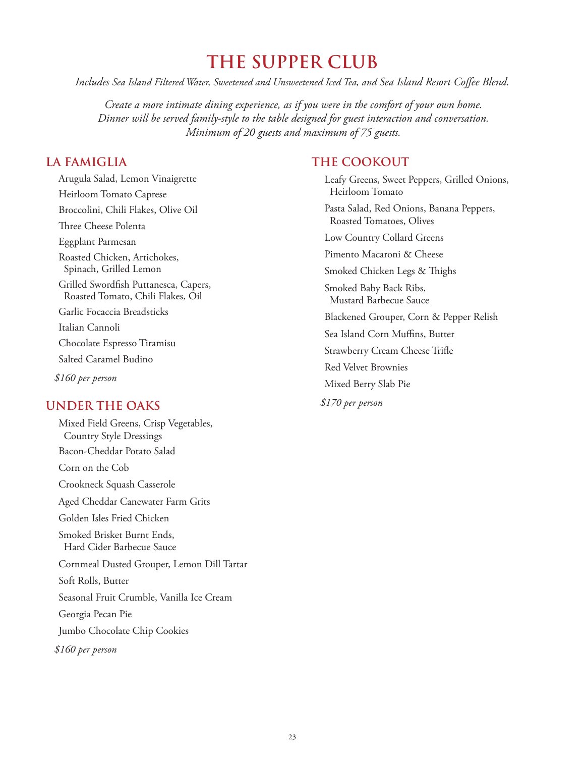# THE SUPPER CLUB

*Includes Sea Island Filtered Water, Sweetened and Unsweetened Iced Tea, and Sea Island Resort Coffee Blend.*

*Create a more intimate dining experience, as if you were in the comfort of your own home. Dinner will be served family-style to the table designed for guest interaction and conversation. Minimum of 20 guests and maximum of 75 guests.*

## LA FAMIGLIA

Arugula Salad, Lemon Vinaigrette

Heirloom Tomato Caprese

Broccolini, Chili Flakes, Olive Oil

Three Cheese Polenta

Eggplant Parmesan

Roasted Chicken, Artichokes, Spinach, Grilled Lemon

Grilled Swordfish Puttanesca, Capers, Roasted Tomato, Chili Flakes, Oil

Garlic Focaccia Breadsticks

Italian Cannoli

Chocolate Espresso Tiramisu

Salted Caramel Budino

*$160 per person*

## UNDER THE OAKS

Mixed Field Greens, Crisp Vegetables, Country Style Dressings

Bacon-Cheddar Potato Salad

Corn on the Cob

Crookneck Squash Casserole

Aged Cheddar Canewater Farm Grits

Golden Isles Fried Chicken

Smoked Brisket Burnt Ends, Hard Cider Barbecue Sauce

Cornmeal Dusted Grouper, Lemon Dill Tartar

Soft Rolls, Butter

Seasonal Fruit Crumble, Vanilla Ice Cream

Georgia Pecan Pie

Jumbo Chocolate Chip Cookies

*$160 per person*

## THE COOKOUT

Leafy Greens, Sweet Peppers, Grilled Onions, Heirloom Tomato

Pasta Salad, Red Onions, Banana Peppers, Roasted Tomatoes, Olives

Low Country Collard Greens

Pimento Macaroni & Cheese

Smoked Chicken Legs & Thighs

Smoked Baby Back Ribs, Mustard Barbecue Sauce

Blackened Grouper, Corn & Pepper Relish

Sea Island Corn Muffins, Butter

Strawberry Cream Cheese Trifle

Red Velvet Brownies

Mixed Berry Slab Pie

*$170 per person*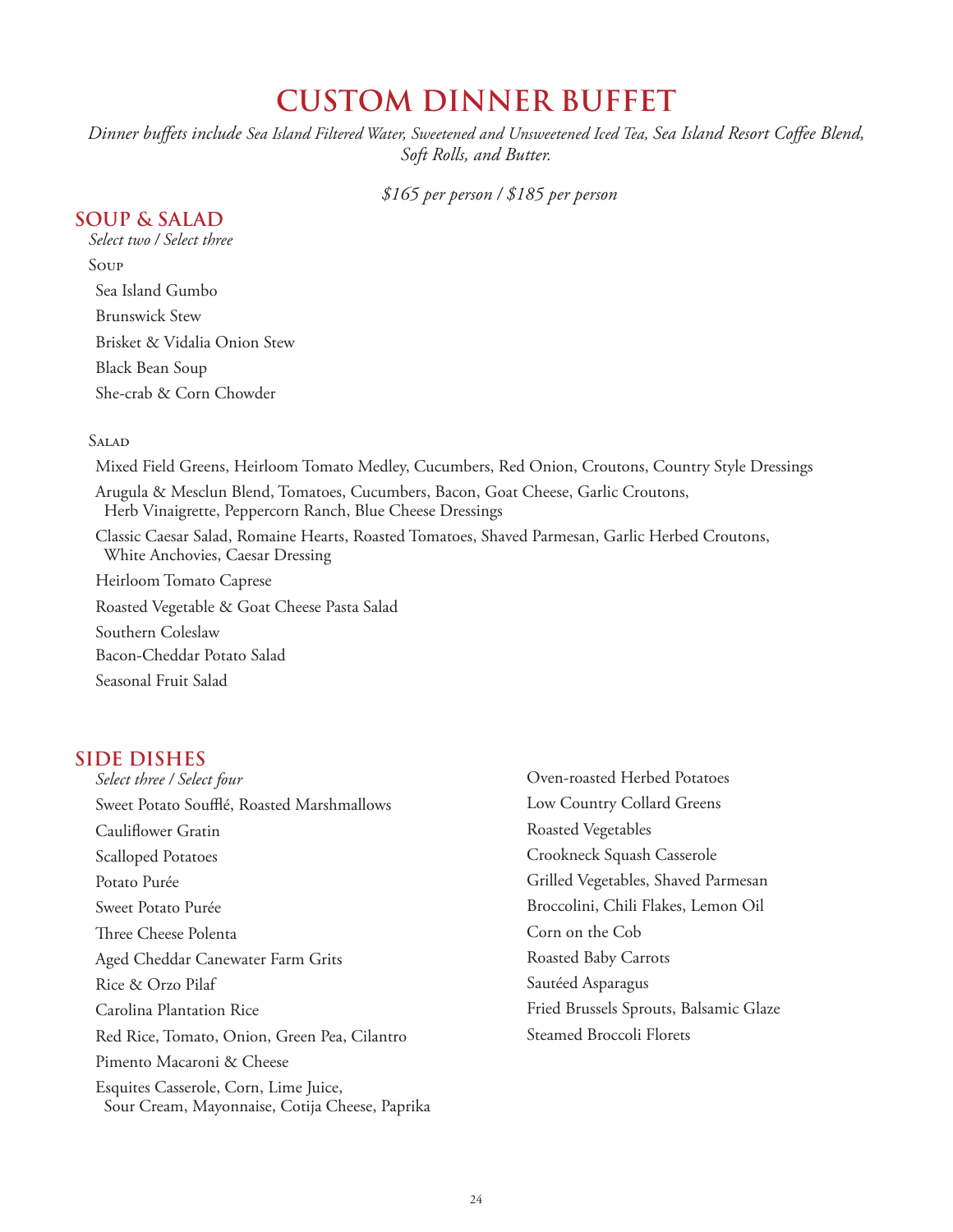# CUSTOM DINNER BUFFET

*Dinner buffets include Sea Island Filtered Water, Sweetened and Unsweetened Iced Tea, Sea Island Resort Coffee Blend, Soft Rolls, and Butter.*

*$165 per person / $185 per person*

## SOUP & SALAD

*Select two / Select three*

### Soup

Sea Island Gumbo

Brunswick Stew

Brisket & Vidalia Onion Stew

Black Bean Soup

She-crab & Corn Chowder

### Salad

Mixed Field Greens, Heirloom Tomato Medley, Cucumbers, Red Onion, Croutons, Country Style Dressings

Arugula & Mesclun Blend, Tomatoes, Cucumbers, Bacon, Goat Cheese, Garlic Croutons, Herb Vinaigrette, Peppercorn Ranch, Blue Cheese Dressings

Classic Caesar Salad, Romaine Hearts, Roasted Tomatoes, Shaved Parmesan, Garlic Herbed Croutons, White Anchovies, Caesar Dressing

Heirloom Tomato Caprese

Roasted Vegetable & Goat Cheese Pasta Salad

Southern Coleslaw

Bacon-Cheddar Potato Salad

Seasonal Fruit Salad

## SIDE DISHES

*Select three / Select four*

Sweet Potato Soufflé, Roasted Marshmallows

Cauliflower Gratin

Scalloped Potatoes

Potato Purée

Sweet Potato Purée

Three Cheese Polenta

Aged Cheddar Canewater Farm Grits

Rice & Orzo Pilaf

Carolina Plantation Rice

Red Rice, Tomato, Onion, Green Pea, Cilantro

Pimento Macaroni & Cheese

Esquites Casserole, Corn, Lime Juice, Sour Cream, Mayonnaise, Cotija Cheese, Paprika

Oven-roasted Herbed Potatoes

Low Country Collard Greens

Roasted Vegetables

Crookneck Squash Casserole

Grilled Vegetables, Shaved Parmesan

Broccolini, Chili Flakes, Lemon Oil

Corn on the Cob

Roasted Baby Carrots

Sautéed Asparagus

Fried Brussels Sprouts, Balsamic Glaze

Steamed Broccoli Florets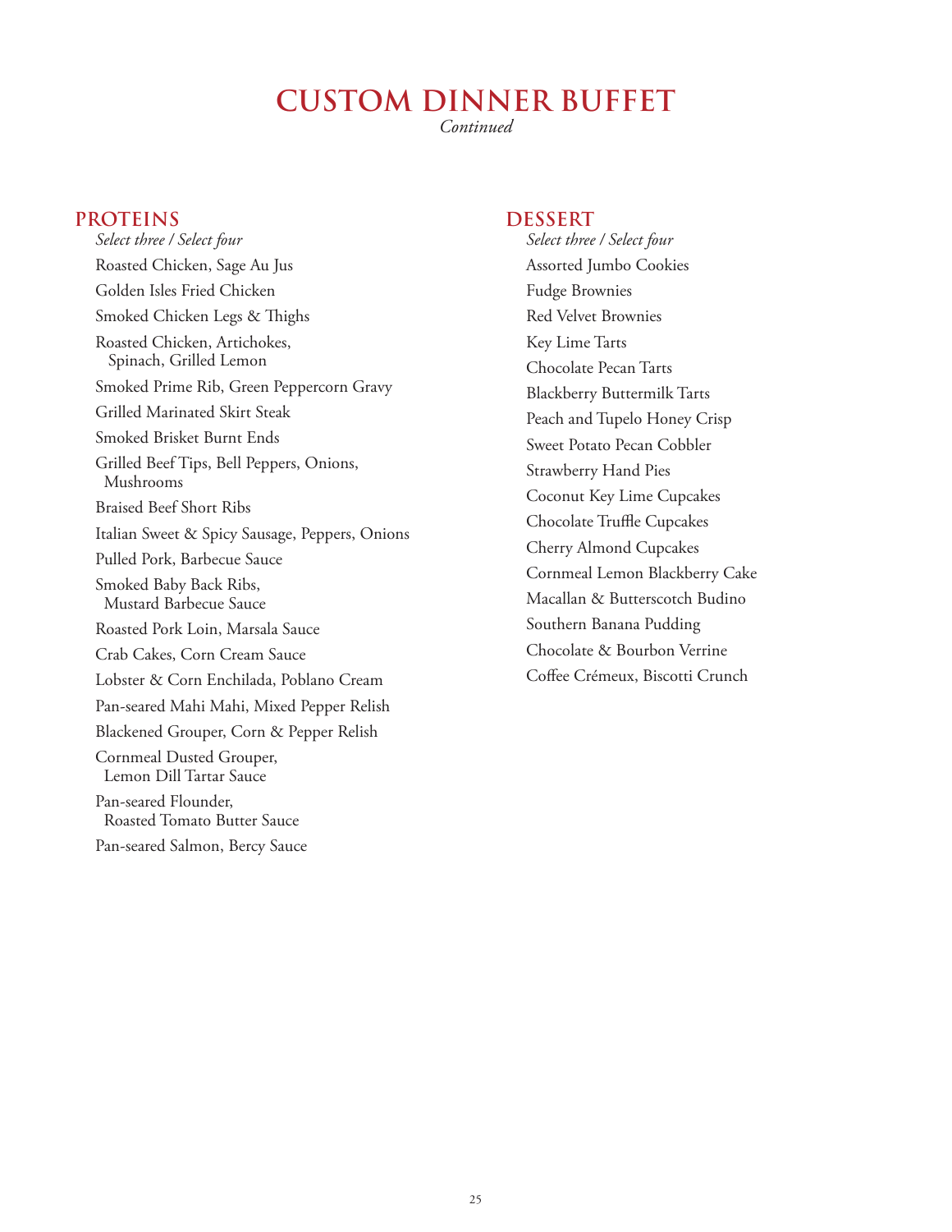# CUSTOM DINNER BUFFET

*Continued*

## PROTEINS

*Select three / Select four*

Roasted Chicken, Sage Au Jus

Golden Isles Fried Chicken

Smoked Chicken Legs & Thighs

Roasted Chicken, Artichokes, Spinach, Grilled Lemon

Smoked Prime Rib, Green Peppercorn Gravy

Grilled Marinated Skirt Steak

Smoked Brisket Burnt Ends

Grilled Beef Tips, Bell Peppers, Onions, Mushrooms

Braised Beef Short Ribs

Italian Sweet & Spicy Sausage, Peppers, Onions

Pulled Pork, Barbecue Sauce

Smoked Baby Back Ribs, Mustard Barbecue Sauce

Roasted Pork Loin, Marsala Sauce

Crab Cakes, Corn Cream Sauce

Lobster & Corn Enchilada, Poblano Cream

Pan-seared Mahi Mahi, Mixed Pepper Relish

Blackened Grouper, Corn & Pepper Relish

Cornmeal Dusted Grouper, Lemon Dill Tartar Sauce

Pan-seared Flounder, Roasted Tomato Butter Sauce

Pan-seared Salmon, Bercy Sauce

## DESSERT

*Select three / Select four*

Assorted Jumbo Cookies

Fudge Brownies

Red Velvet Brownies

Key Lime Tarts

Chocolate Pecan Tarts

Blackberry Buttermilk Tarts

Peach and Tupelo Honey Crisp

Sweet Potato Pecan Cobbler

Strawberry Hand Pies

Coconut Key Lime Cupcakes

Chocolate Truffle Cupcakes

Cherry Almond Cupcakes

Cornmeal Lemon Blackberry Cake

Macallan & Butterscotch Budino

Southern Banana Pudding

Chocolate & Bourbon Verrine

Coffee Crémeux, Biscotti Crunch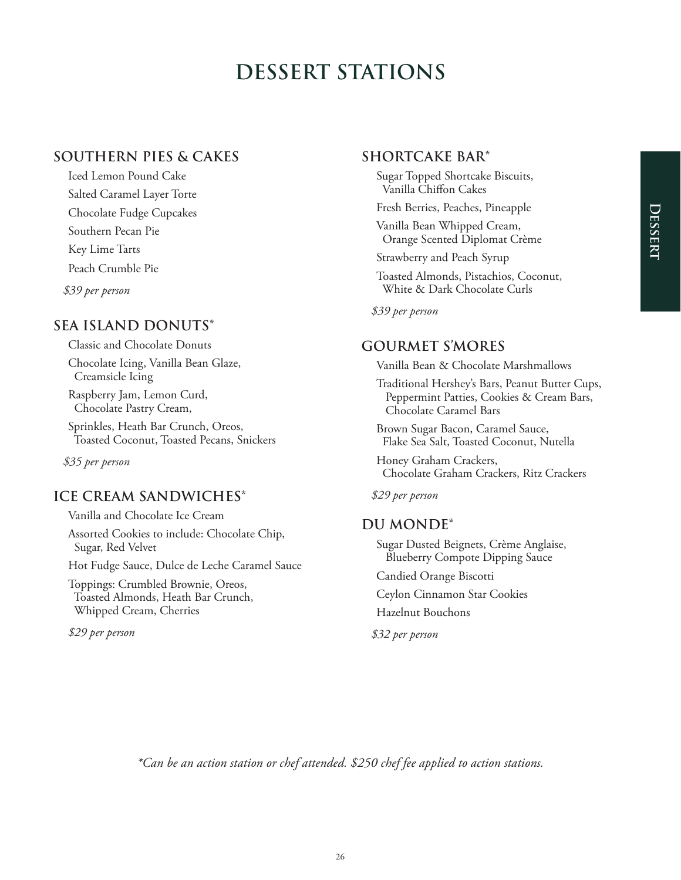# DESSERT STATIONS

## SOUTHERN PIES & CAKES

Iced Lemon Pound Cake

Salted Caramel Layer Torte

Chocolate Fudge Cupcakes

Southern Pecan Pie

Key Lime Tarts

Peach Crumble Pie

*$39 per person*

## SEA ISLAND DONUTS*

Classic and Chocolate Donuts

Chocolate Icing, Vanilla Bean Glaze, Creamsicle Icing

Raspberry Jam, Lemon Curd, Chocolate Pastry Cream,

Sprinkles, Heath Bar Crunch, Oreos, Toasted Coconut, Toasted Pecans, Snickers

*$35 per person*

## ICE CREAM SANDWICHES*

Vanilla and Chocolate Ice Cream

Assorted Cookies to include: Chocolate Chip, Sugar, Red Velvet

Hot Fudge Sauce, Dulce de Leche Caramel Sauce

Toppings: Crumbled Brownie, Oreos, Toasted Almonds, Heath Bar Crunch, Whipped Cream, Cherries

*$29 per person*

## SHORTCAKE BAR*

Sugar Topped Shortcake Biscuits, Vanilla Chiffon Cakes

Fresh Berries, Peaches, Pineapple

Vanilla Bean Whipped Cream, Orange Scented Diplomat Crème

Strawberry and Peach Syrup

Toasted Almonds, Pistachios, Coconut, White & Dark Chocolate Curls

*$39 per person*

## GOURMET S'MORES

Vanilla Bean & Chocolate Marshmallows

Traditional Hershey's Bars, Peanut Butter Cups, Peppermint Patties, Cookies & Cream Bars, Chocolate Caramel Bars

Brown Sugar Bacon, Caramel Sauce, Flake Sea Salt, Toasted Coconut, Nutella

Honey Graham Crackers, Chocolate Graham Crackers, Ritz Crackers

*$29 per person*

## DU MONDE*

Sugar Dusted Beignets, Crème Anglaise, Blueberry Compote Dipping Sauce

Candied Orange Biscotti

Ceylon Cinnamon Star Cookies

Hazelnut Bouchons

*$32 per person*

*\*Can be an action station or chef attended. $250 chef fee applied to action stations.*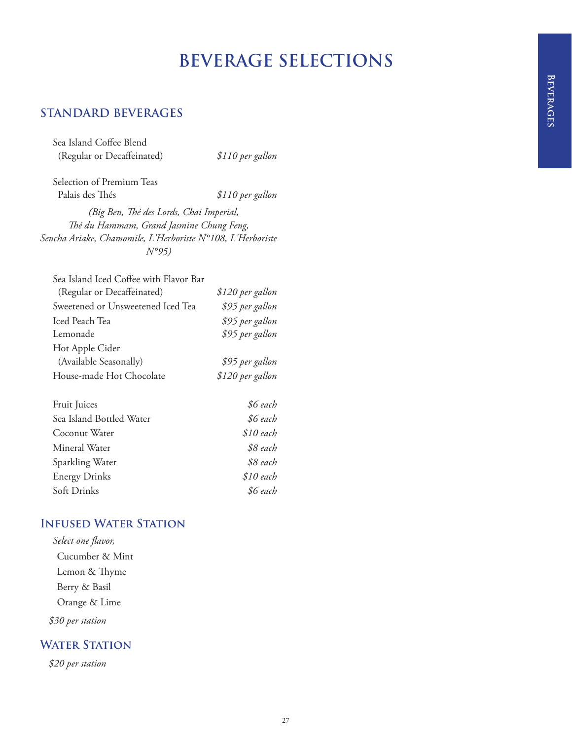# BEVERAGE SELECTIONS

## STANDARD BEVERAGES

Sea Island Coffee Blend
(Regular or Decaffeinated) — *$110 per gallon*

Selection of Premium Teas
Palais des Thés — *$110 per gallon*

*(Big Ben, Thé des Lords, Chai Imperial, Thé du Hammam, Grand Jasmine Chung Feng, Sencha Ariake, Chamomile, L'Herboriste N°108, L'Herboriste N°95)*

| Item | Price |
|---|---|
| Sea Island Iced Coffee with Flavor Bar (Regular or Decaffeinated) | *$120 per gallon* |
| Sweetened or Unsweetened Iced Tea | *$95 per gallon* |
| Iced Peach Tea | *$95 per gallon* |
| Lemonade | *$95 per gallon* |
| Hot Apple Cider (Available Seasonally) | *$95 per gallon* |
| House-made Hot Chocolate | *$120 per gallon* |

| Item | Price |
|---|---|
| Fruit Juices | *$6 each* |
| Sea Island Bottled Water | *$6 each* |
| Coconut Water | *$10 each* |
| Mineral Water | *$8 each* |
| Sparkling Water | *$8 each* |
| Energy Drinks | *$10 each* |
| Soft Drinks | *$6 each* |

## INFUSED WATER STATION

*Select one flavor,*

- Cucumber & Mint
- Lemon & Thyme
- Berry & Basil
- Orange & Lime

*$30 per station*

## WATER STATION

*$20 per station*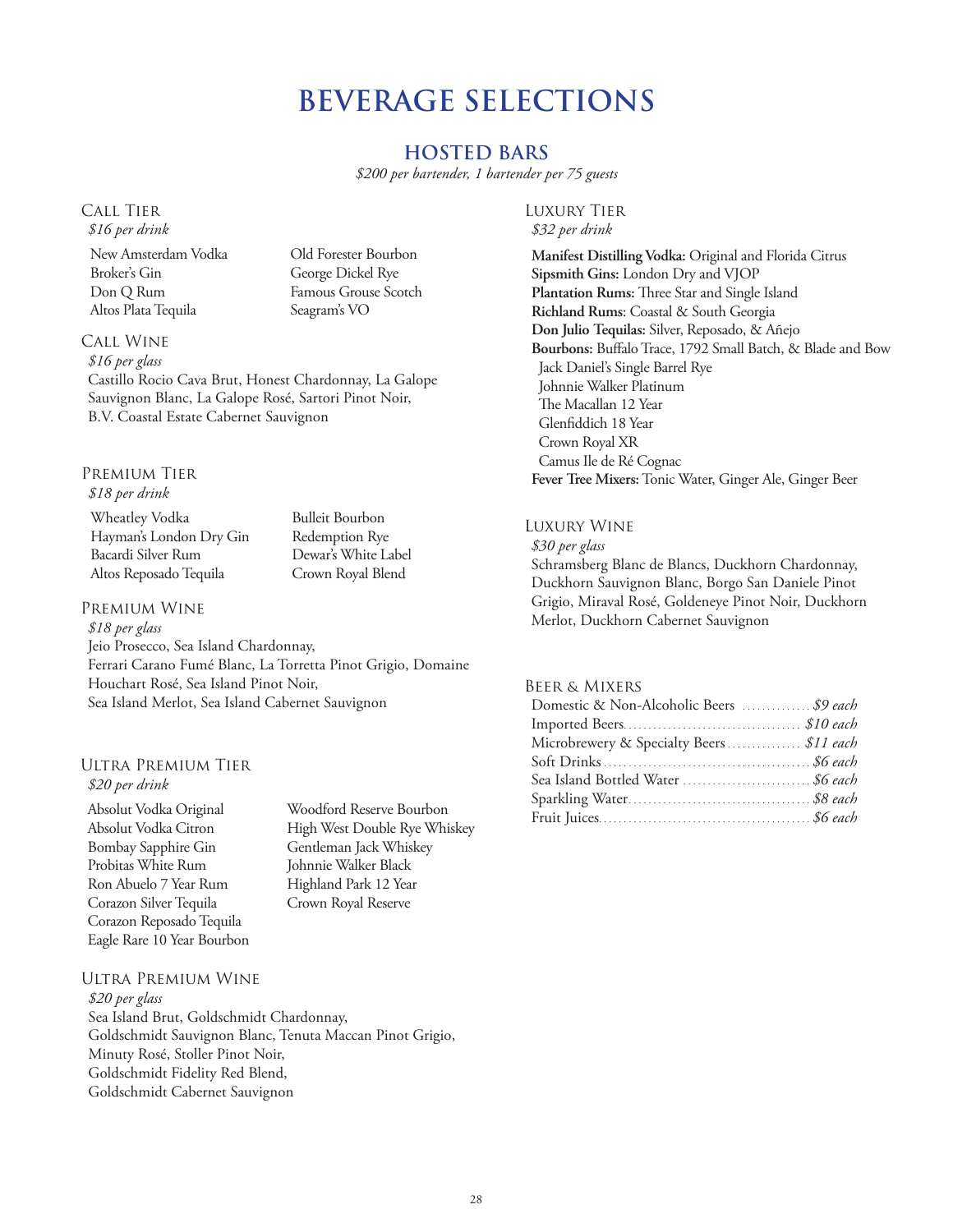# BEVERAGE SELECTIONS

## HOSTED BARS

*$200 per bartender, 1 bartender per 75 guests*

### Call Tier

*$16 per drink*

New Amsterdam Vodka
Broker's Gin
Don Q Rum
Altos Plata Tequila
Old Forester Bourbon
George Dickel Rye
Famous Grouse Scotch
Seagram's VO

### Call Wine

*$16 per glass*

Castillo Rocio Cava Brut, Honest Chardonnay, La Galope Sauvignon Blanc, La Galope Rosé, Sartori Pinot Noir, B.V. Coastal Estate Cabernet Sauvignon

### Premium Tier

*$18 per drink*

Wheatley Vodka
Hayman's London Dry Gin
Bacardi Silver Rum
Altos Reposado Tequila
Bulleit Bourbon
Redemption Rye
Dewar's White Label
Crown Royal Blend

### Premium Wine

*$18 per glass*

Jeio Prosecco, Sea Island Chardonnay, Ferrari Carano Fumé Blanc, La Torretta Pinot Grigio, Domaine Houchart Rosé, Sea Island Pinot Noir, Sea Island Merlot, Sea Island Cabernet Sauvignon

### Ultra Premium Tier

*$20 per drink*

Absolut Vodka Original
Absolut Vodka Citron
Bombay Sapphire Gin
Probitas White Rum
Ron Abuelo 7 Year Rum
Corazon Silver Tequila
Corazon Reposado Tequila
Eagle Rare 10 Year Bourbon
Woodford Reserve Bourbon
High West Double Rye Whiskey
Gentleman Jack Whiskey
Johnnie Walker Black
Highland Park 12 Year
Crown Royal Reserve

### Ultra Premium Wine

*$20 per glass*

Sea Island Brut, Goldschmidt Chardonnay, Goldschmidt Sauvignon Blanc, Tenuta Maccan Pinot Grigio, Minuty Rosé, Stoller Pinot Noir, Goldschmidt Fidelity Red Blend, Goldschmidt Cabernet Sauvignon

### Luxury Tier

*$32 per drink*

**Manifest Distilling Vodka:** Original and Florida Citrus
**Sipsmith Gins:** London Dry and VJOP
**Plantation Rums:** Three Star and Single Island
**Richland Rums**: Coastal & South Georgia
**Don Julio Tequilas:** Silver, Reposado, & Añejo
**Bourbons:** Buffalo Trace, 1792 Small Batch, & Blade and Bow
Jack Daniel's Single Barrel Rye
Johnnie Walker Platinum
The Macallan 12 Year
Glenfiddich 18 Year
Crown Royal XR
Camus Ile de Ré Cognac
**Fever Tree Mixers:** Tonic Water, Ginger Ale, Ginger Beer

### Luxury Wine

*$30 per glass*

Schramsberg Blanc de Blancs, Duckhorn Chardonnay, Duckhorn Sauvignon Blanc, Borgo San Daniele Pinot Grigio, Miraval Rosé, Goldeneye Pinot Noir, Duckhorn Merlot, Duckhorn Cabernet Sauvignon

### Beer & Mixers

| Item | Price |
|---|---|
| Domestic & Non-Alcoholic Beers | *$9 each* |
| Imported Beers | *$10 each* |
| Microbrewery & Specialty Beers | *$11 each* |
| Soft Drinks | *$6 each* |
| Sea Island Bottled Water | *$6 each* |
| Sparkling Water | *$8 each* |
| Fruit Juices | *$6 each* |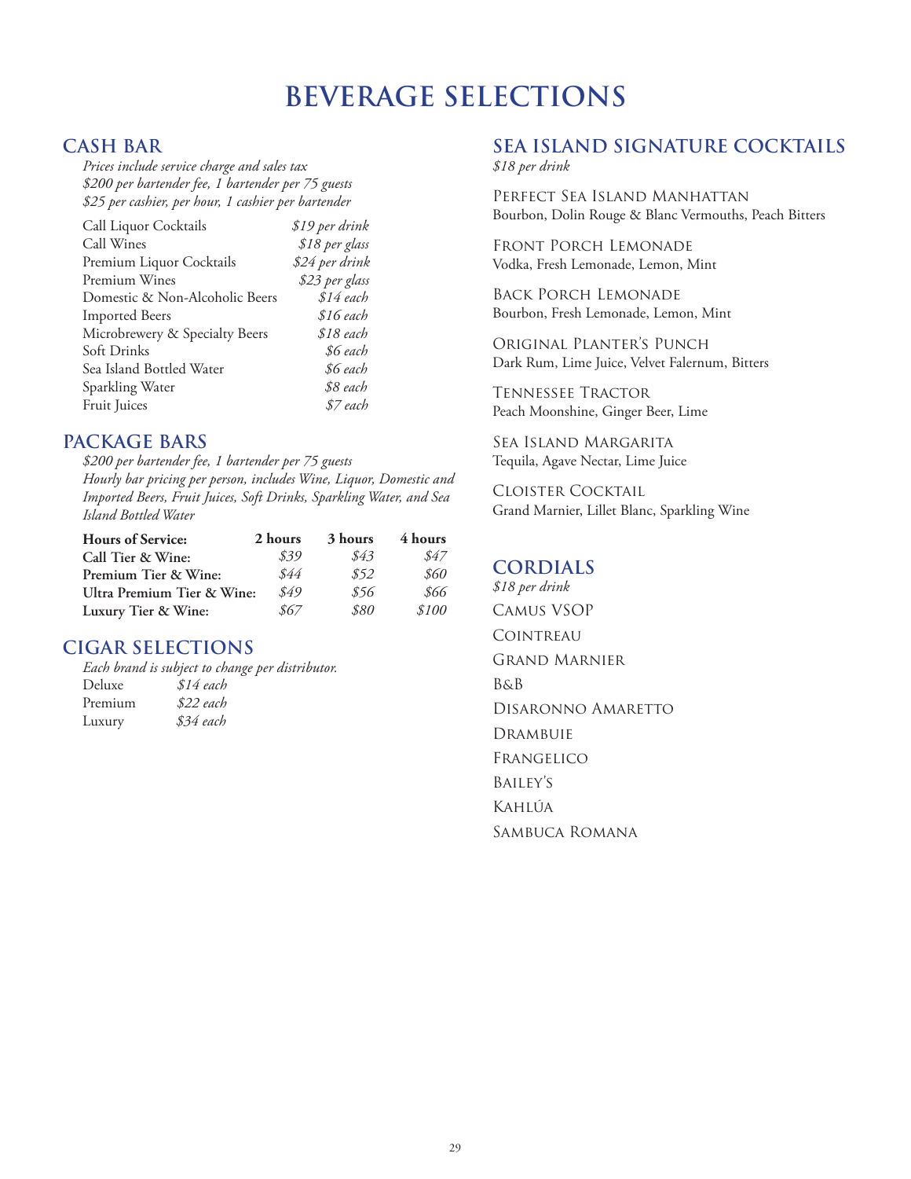# BEVERAGE SELECTIONS

## CASH BAR

*Prices include service charge and sales tax*
*$200 per bartender fee, 1 bartender per 75 guests*
*$25 per cashier, per hour, 1 cashier per bartender*

| Item | Price |
|---|---|
| Call Liquor Cocktails | *$19 per drink* |
| Call Wines | *$18 per glass* |
| Premium Liquor Cocktails | *$24 per drink* |
| Premium Wines | *$23 per glass* |
| Domestic & Non-Alcoholic Beers | *$14 each* |
| Imported Beers | *$16 each* |
| Microbrewery & Specialty Beers | *$18 each* |
| Soft Drinks | *$6 each* |
| Sea Island Bottled Water | *$6 each* |
| Sparkling Water | *$8 each* |
| Fruit Juices | *$7 each* |

## PACKAGE BARS

*$200 per bartender fee, 1 bartender per 75 guests*
*Hourly bar pricing per person, includes Wine, Liquor, Domestic and Imported Beers, Fruit Juices, Soft Drinks, Sparkling Water, and Sea Island Bottled Water*

| Hours of Service: | 2 hours | 3 hours | 4 hours |
|---|---|---|---|
| **Call Tier & Wine:** | *$39* | *$43* | *$47* |
| **Premium Tier & Wine:** | *$44* | *$52* | *$60* |
| **Ultra Premium Tier & Wine:** | *$49* | *$56* | *$66* |
| **Luxury Tier & Wine:** | *$67* | *$80* | *$100* |

## CIGAR SELECTIONS

*Each brand is subject to change per distributor.*

| Item | Price |
|---|---|
| Deluxe | *$14 each* |
| Premium | *$22 each* |
| Luxury | *$34 each* |

## SEA ISLAND SIGNATURE COCKTAILS

*$18 per drink*

**Perfect Sea Island Manhattan**
Bourbon, Dolin Rouge & Blanc Vermouths, Peach Bitters

**Front Porch Lemonade**
Vodka, Fresh Lemonade, Lemon, Mint

**Back Porch Lemonade**
Bourbon, Fresh Lemonade, Lemon, Mint

**Original Planter's Punch**
Dark Rum, Lime Juice, Velvet Falernum, Bitters

**Tennessee Tractor**
Peach Moonshine, Ginger Beer, Lime

**Sea Island Margarita**
Tequila, Agave Nectar, Lime Juice

**Cloister Cocktail**
Grand Marnier, Lillet Blanc, Sparkling Wine

## CORDIALS

*$18 per drink*

Camus VSOP

Cointreau

Grand Marnier

B&B

Disaronno Amaretto

Drambuie

Frangelico

Bailey's

Kahlúa

Sambuca Romana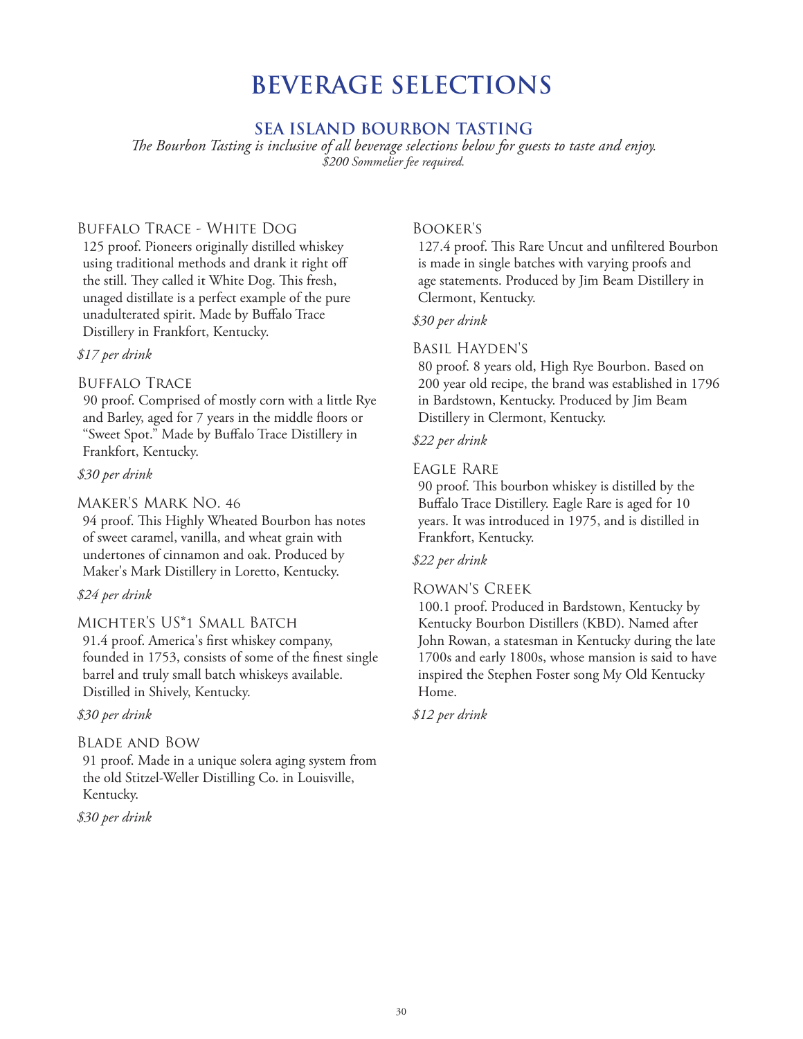# BEVERAGE SELECTIONS

## SEA ISLAND BOURBON TASTING

*The Bourbon Tasting is inclusive of all beverage selections below for guests to taste and enjoy.*
*$200 Sommelier fee required.*

### Buffalo Trace - White Dog

125 proof. Pioneers originally distilled whiskey using traditional methods and drank it right off the still. They called it White Dog. This fresh, unaged distillate is a perfect example of the pure unadulterated spirit. Made by Buffalo Trace Distillery in Frankfort, Kentucky.

*$17 per drink*

### Buffalo Trace

90 proof. Comprised of mostly corn with a little Rye and Barley, aged for 7 years in the middle floors or "Sweet Spot." Made by Buffalo Trace Distillery in Frankfort, Kentucky.

*$30 per drink*

### Maker's Mark No. 46

94 proof. This Highly Wheated Bourbon has notes of sweet caramel, vanilla, and wheat grain with undertones of cinnamon and oak. Produced by Maker's Mark Distillery in Loretto, Kentucky.

*$24 per drink*

### Michter's US*1 Small Batch

91.4 proof. America's first whiskey company, founded in 1753, consists of some of the finest single barrel and truly small batch whiskeys available. Distilled in Shively, Kentucky.

*$30 per drink*

### Blade and Bow

91 proof. Made in a unique solera aging system from the old Stitzel-Weller Distilling Co. in Louisville, Kentucky.

*$30 per drink*

### Booker's

127.4 proof. This Rare Uncut and unfiltered Bourbon is made in single batches with varying proofs and age statements. Produced by Jim Beam Distillery in Clermont, Kentucky.

*$30 per drink*

### Basil Hayden's

80 proof. 8 years old, High Rye Bourbon. Based on 200 year old recipe, the brand was established in 1796 in Bardstown, Kentucky. Produced by Jim Beam Distillery in Clermont, Kentucky.

*$22 per drink*

### Eagle Rare

90 proof. This bourbon whiskey is distilled by the Buffalo Trace Distillery. Eagle Rare is aged for 10 years. It was introduced in 1975, and is distilled in Frankfort, Kentucky.

*$22 per drink*

### Rowan's Creek

100.1 proof. Produced in Bardstown, Kentucky by Kentucky Bourbon Distillers (KBD). Named after John Rowan, a statesman in Kentucky during the late 1700s and early 1800s, whose mansion is said to have inspired the Stephen Foster song My Old Kentucky Home.

*$12 per drink*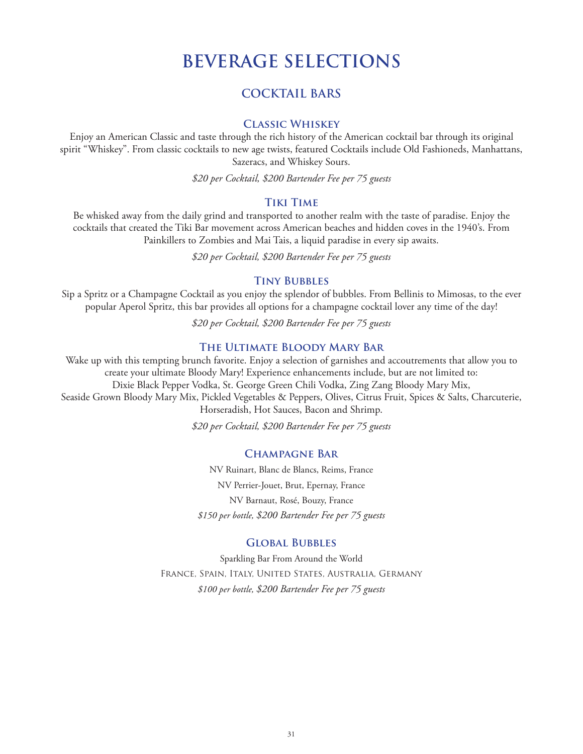# BEVERAGE SELECTIONS

## COCKTAIL BARS

### Classic Whiskey

Enjoy an American Classic and taste through the rich history of the American cocktail bar through its original spirit "Whiskey". From classic cocktails to new age twists, featured Cocktails include Old Fashioneds, Manhattans, Sazeracs, and Whiskey Sours.

*$20 per Cocktail, $200 Bartender Fee per 75 guests*

### Tiki Time

Be whisked away from the daily grind and transported to another realm with the taste of paradise. Enjoy the cocktails that created the Tiki Bar movement across American beaches and hidden coves in the 1940's. From Painkillers to Zombies and Mai Tais, a liquid paradise in every sip awaits.

*$20 per Cocktail, $200 Bartender Fee per 75 guests*

### Tiny Bubbles

Sip a Spritz or a Champagne Cocktail as you enjoy the splendor of bubbles. From Bellinis to Mimosas, to the ever popular Aperol Spritz, this bar provides all options for a champagne cocktail lover any time of the day!

*$20 per Cocktail, $200 Bartender Fee per 75 guests*

### The Ultimate Bloody Mary Bar

Wake up with this tempting brunch favorite. Enjoy a selection of garnishes and accoutrements that allow you to create your ultimate Bloody Mary! Experience enhancements include, but are not limited to:
Dixie Black Pepper Vodka, St. George Green Chili Vodka, Zing Zang Bloody Mary Mix,
Seaside Grown Bloody Mary Mix, Pickled Vegetables & Peppers, Olives, Citrus Fruit, Spices & Salts, Charcuterie, Horseradish, Hot Sauces, Bacon and Shrimp.

*$20 per Cocktail, $200 Bartender Fee per 75 guests*

### Champagne Bar

NV Ruinart, Blanc de Blancs, Reims, France

NV Perrier-Jouet, Brut, Epernay, France

NV Barnaut, Rosé, Bouzy, France

*$150 per bottle, $200 Bartender Fee per 75 guests*

### Global Bubbles

Sparkling Bar From Around the World

France, Spain, Italy, United States, Australia, Germany

*$100 per bottle, $200 Bartender Fee per 75 guests*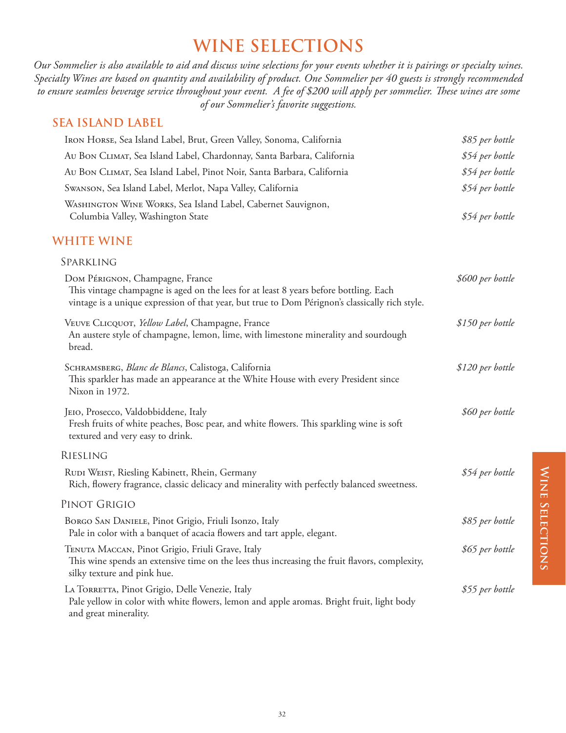# WINE SELECTIONS

*Our Sommelier is also available to aid and discuss wine selections for your events whether it is pairings or specialty wines. Specialty Wines are based on quantity and availability of product. One Sommelier per 40 guests is strongly recommended to ensure seamless beverage service throughout your event. A fee of $200 will apply per sommelier. These wines are some of our Sommelier's favorite suggestions.*

## SEA ISLAND LABEL

Iron Horse, Sea Island Label, Brut, Green Valley, Sonoma, California — *$85 per bottle*

Au Bon Climat, Sea Island Label, Chardonnay, Santa Barbara, California — *$54 per bottle*

Au Bon Climat, Sea Island Label, Pinot Noir, Santa Barbara, California — *$54 per bottle*

Swanson, Sea Island Label, Merlot, Napa Valley, California — *$54 per bottle*

Washington Wine Works, Sea Island Label, Cabernet Sauvignon, Columbia Valley, Washington State — *$54 per bottle*

## WHITE WINE

### Sparkling

Dom Pérignon, Champagne, France — *$600 per bottle*
This vintage champagne is aged on the lees for at least 8 years before bottling. Each vintage is a unique expression of that year, but true to Dom Pérignon's classically rich style.

Veuve Clicquot, *Yellow Label*, Champagne, France — *$150 per bottle*
An austere style of champagne, lemon, lime, with limestone minerality and sourdough bread.

Schramsberg, *Blanc de Blancs*, Calistoga, California — *$120 per bottle*
This sparkler has made an appearance at the White House with every President since Nixon in 1972.

Jeio, Prosecco, Valdobbiddene, Italy — *$60 per bottle*
Fresh fruits of white peaches, Bosc pear, and white flowers. This sparkling wine is soft textured and very easy to drink.

### Riesling

Rudi Weist, Riesling Kabinett, Rhein, Germany — *$54 per bottle*
Rich, flowery fragrance, classic delicacy and minerality with perfectly balanced sweetness.

### Pinot Grigio

Borgo San Daniele, Pinot Grigio, Friuli Isonzo, Italy — *$85 per bottle*
Pale in color with a banquet of acacia flowers and tart apple, elegant.

Tenuta Maccan, Pinot Grigio, Friuli Grave, Italy — *$65 per bottle*
This wine spends an extensive time on the lees thus increasing the fruit flavors, complexity, silky texture and pink hue.

La Torretta, Pinot Grigio, Delle Venezie, Italy — *$55 per bottle*
Pale yellow in color with white flowers, lemon and apple aromas. Bright fruit, light body and great minerality.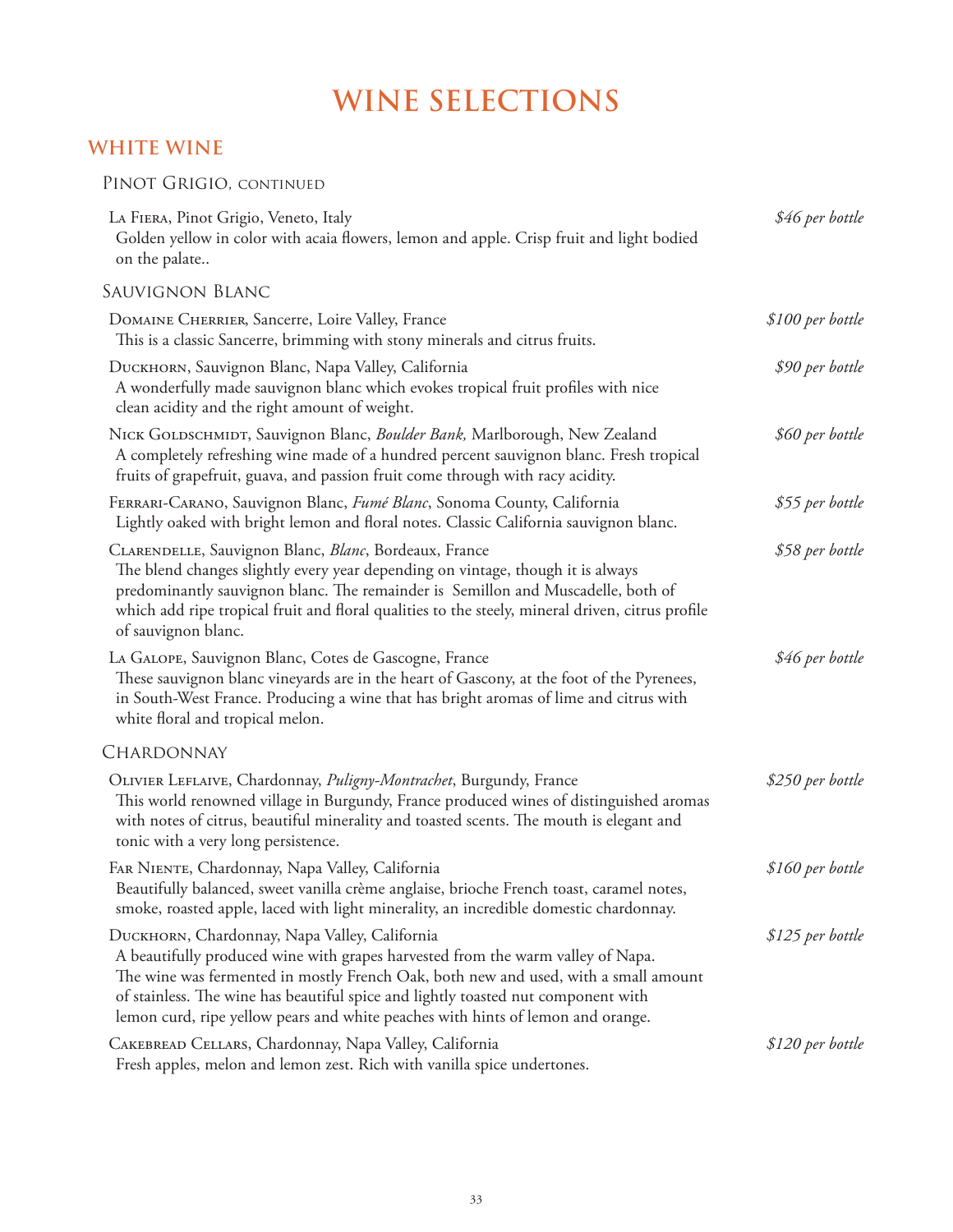# WINE SELECTIONS

## WHITE WINE

### Pinot Grigio, continued

La Fiera, Pinot Grigio, Veneto, Italy — *$46 per bottle*
Golden yellow in color with acaia flowers, lemon and apple. Crisp fruit and light bodied on the palate..

### Sauvignon Blanc

Domaine Cherrier, Sancerre, Loire Valley, France — *$100 per bottle*
This is a classic Sancerre, brimming with stony minerals and citrus fruits.

Duckhorn, Sauvignon Blanc, Napa Valley, California — *$90 per bottle*
A wonderfully made sauvignon blanc which evokes tropical fruit profiles with nice clean acidity and the right amount of weight.

Nick Goldschmidt, Sauvignon Blanc, *Boulder Bank,* Marlborough, New Zealand — *$60 per bottle*
A completely refreshing wine made of a hundred percent sauvignon blanc. Fresh tropical fruits of grapefruit, guava, and passion fruit come through with racy acidity.

Ferrari-Carano, Sauvignon Blanc, *Fumé Blanc*, Sonoma County, California — *$55 per bottle*
Lightly oaked with bright lemon and floral notes. Classic California sauvignon blanc.

Clarendelle, Sauvignon Blanc, *Blanc*, Bordeaux, France — *$58 per bottle*
The blend changes slightly every year depending on vintage, though it is always predominantly sauvignon blanc. The remainder is Semillon and Muscadelle, both of which add ripe tropical fruit and floral qualities to the steely, mineral driven, citrus profile of sauvignon blanc.

La Galope, Sauvignon Blanc, Cotes de Gascogne, France — *$46 per bottle*
These sauvignon blanc vineyards are in the heart of Gascony, at the foot of the Pyrenees, in South-West France. Producing a wine that has bright aromas of lime and citrus with white floral and tropical melon.

### Chardonnay

Olivier Leflaive, Chardonnay, *Puligny-Montrachet*, Burgundy, France — *$250 per bottle*
This world renowned village in Burgundy, France produced wines of distinguished aromas with notes of citrus, beautiful minerality and toasted scents. The mouth is elegant and tonic with a very long persistence.

Far Niente, Chardonnay, Napa Valley, California — *$160 per bottle*
Beautifully balanced, sweet vanilla crème anglaise, brioche French toast, caramel notes, smoke, roasted apple, laced with light minerality, an incredible domestic chardonnay.

Duckhorn, Chardonnay, Napa Valley, California — *$125 per bottle*
A beautifully produced wine with grapes harvested from the warm valley of Napa. The wine was fermented in mostly French Oak, both new and used, with a small amount of stainless. The wine has beautiful spice and lightly toasted nut component with lemon curd, ripe yellow pears and white peaches with hints of lemon and orange.

Cakebread Cellars, Chardonnay, Napa Valley, California — *$120 per bottle*
Fresh apples, melon and lemon zest. Rich with vanilla spice undertones.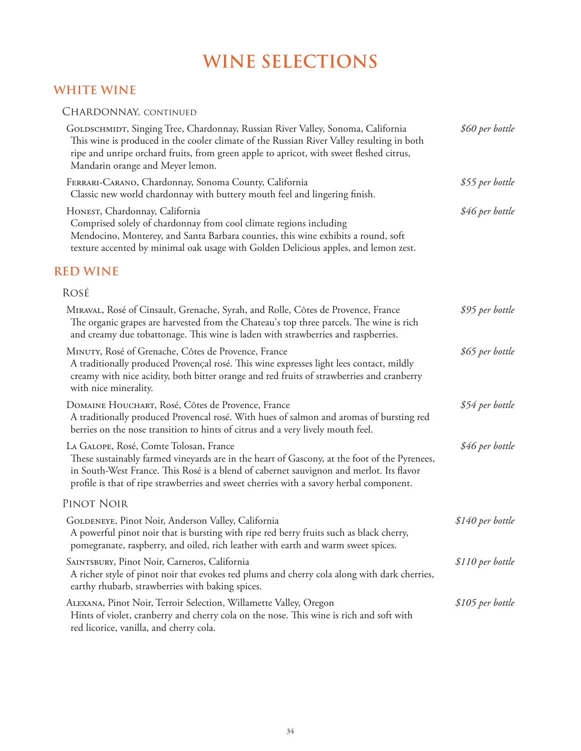# WINE SELECTIONS

## WHITE WINE

### Chardonnay, continued

Goldschmidt, Singing Tree, Chardonnay, Russian River Valley, Sonoma, California — *$60 per bottle*
This wine is produced in the cooler climate of the Russian River Valley resulting in both ripe and unripe orchard fruits, from green apple to apricot, with sweet fleshed citrus, Mandarin orange and Meyer lemon.

Ferrari-Carano, Chardonnay, Sonoma County, California — *$55 per bottle*
Classic new world chardonnay with buttery mouth feel and lingering finish.

Honest, Chardonnay, California — *$46 per bottle*
Comprised solely of chardonnay from cool climate regions including Mendocino, Monterey, and Santa Barbara counties, this wine exhibits a round, soft texture accented by minimal oak usage with Golden Delicious apples, and lemon zest.

## RED WINE

### Rosé

Miraval, Rosé of Cinsault, Grenache, Syrah, and Rolle, Côtes de Provence, France — *$95 per bottle*
The organic grapes are harvested from the Chateau's top three parcels. The wine is rich and creamy due tobattonage. This wine is laden with strawberries and raspberries.

Minuty, Rosé of Grenache, Côtes de Provence, France — *$65 per bottle*
A traditionally produced Provençal rosé. This wine expresses light lees contact, mildly creamy with nice acidity, both bitter orange and red fruits of strawberries and cranberry with nice minerality.

Domaine Houchart, Rosé, Côtes de Provence, France — *$54 per bottle*
A traditionally produced Provencal rosé. With hues of salmon and aromas of bursting red berries on the nose transition to hints of citrus and a very lively mouth feel.

La Galope, Rosé, Comte Tolosan, France — *$46 per bottle*
These sustainably farmed vineyards are in the heart of Gascony, at the foot of the Pyrenees, in South-West France. This Rosé is a blend of cabernet sauvignon and merlot. Its flavor profile is that of ripe strawberries and sweet cherries with a savory herbal component.

### Pinot Noir

Goldeneye, Pinot Noir, Anderson Valley, California — *$140 per bottle*
A powerful pinot noir that is bursting with ripe red berry fruits such as black cherry, pomegranate, raspberry, and oiled, rich leather with earth and warm sweet spices.

Saintsbury, Pinot Noir, Carneros, California — *$110 per bottle*
A richer style of pinot noir that evokes red plums and cherry cola along with dark cherries, earthy rhubarb, strawberries with baking spices.

Alexana, Pinot Noir, Terroir Selection, Willamette Valley, Oregon — *$105 per bottle*
Hints of violet, cranberry and cherry cola on the nose. This wine is rich and soft with red licorice, vanilla, and cherry cola.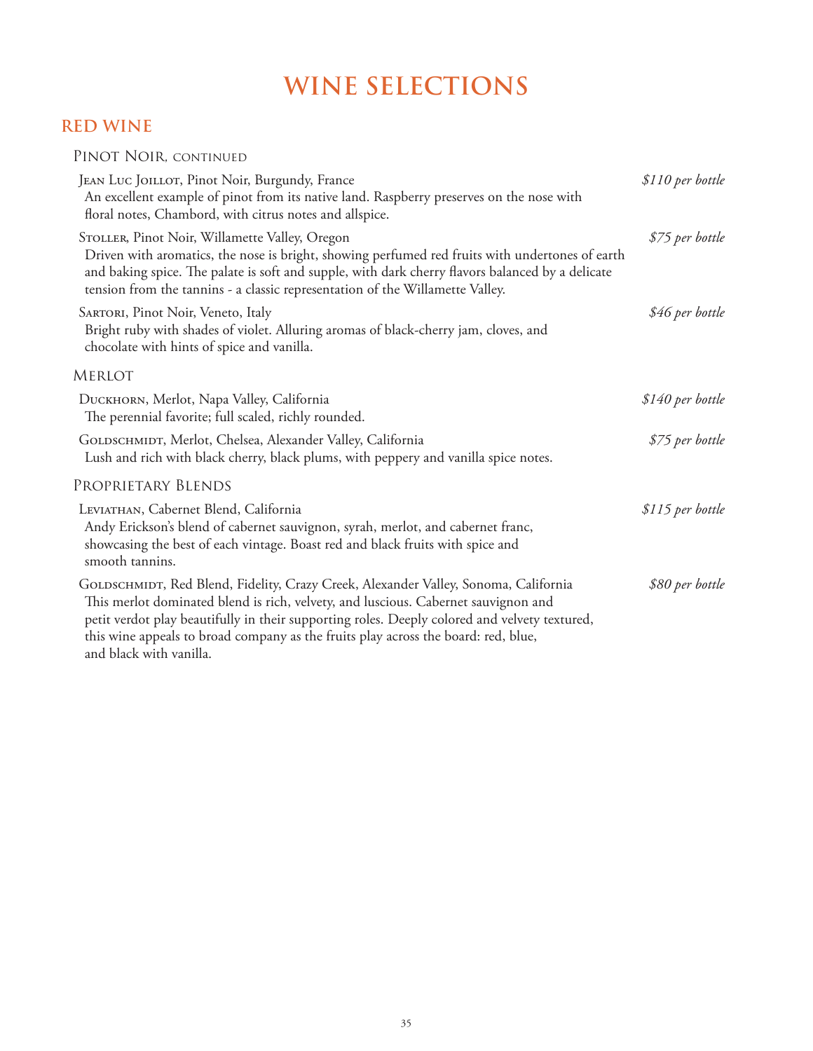# WINE SELECTIONS

## RED WINE

### Pinot Noir, continued

Jean Luc Joillot, Pinot Noir, Burgundy, France — *$110 per bottle*
An excellent example of pinot from its native land. Raspberry preserves on the nose with floral notes, Chambord, with citrus notes and allspice.

Stoller, Pinot Noir, Willamette Valley, Oregon — *$75 per bottle*
Driven with aromatics, the nose is bright, showing perfumed red fruits with undertones of earth and baking spice. The palate is soft and supple, with dark cherry flavors balanced by a delicate tension from the tannins - a classic representation of the Willamette Valley.

Sartori, Pinot Noir, Veneto, Italy — *$46 per bottle*
Bright ruby with shades of violet. Alluring aromas of black-cherry jam, cloves, and chocolate with hints of spice and vanilla.

### Merlot

Duckhorn, Merlot, Napa Valley, California — *$140 per bottle*
The perennial favorite; full scaled, richly rounded.

Goldschmidt, Merlot, Chelsea, Alexander Valley, California — *$75 per bottle*
Lush and rich with black cherry, black plums, with peppery and vanilla spice notes.

### Proprietary Blends

Leviathan, Cabernet Blend, California — *$115 per bottle*
Andy Erickson's blend of cabernet sauvignon, syrah, merlot, and cabernet franc, showcasing the best of each vintage. Boast red and black fruits with spice and smooth tannins.

Goldschmidt, Red Blend, Fidelity, Crazy Creek, Alexander Valley, Sonoma, California — *$80 per bottle*
This merlot dominated blend is rich, velvety, and luscious. Cabernet sauvignon and petit verdot play beautifully in their supporting roles. Deeply colored and velvety textured, this wine appeals to broad company as the fruits play across the board: red, blue, and black with vanilla.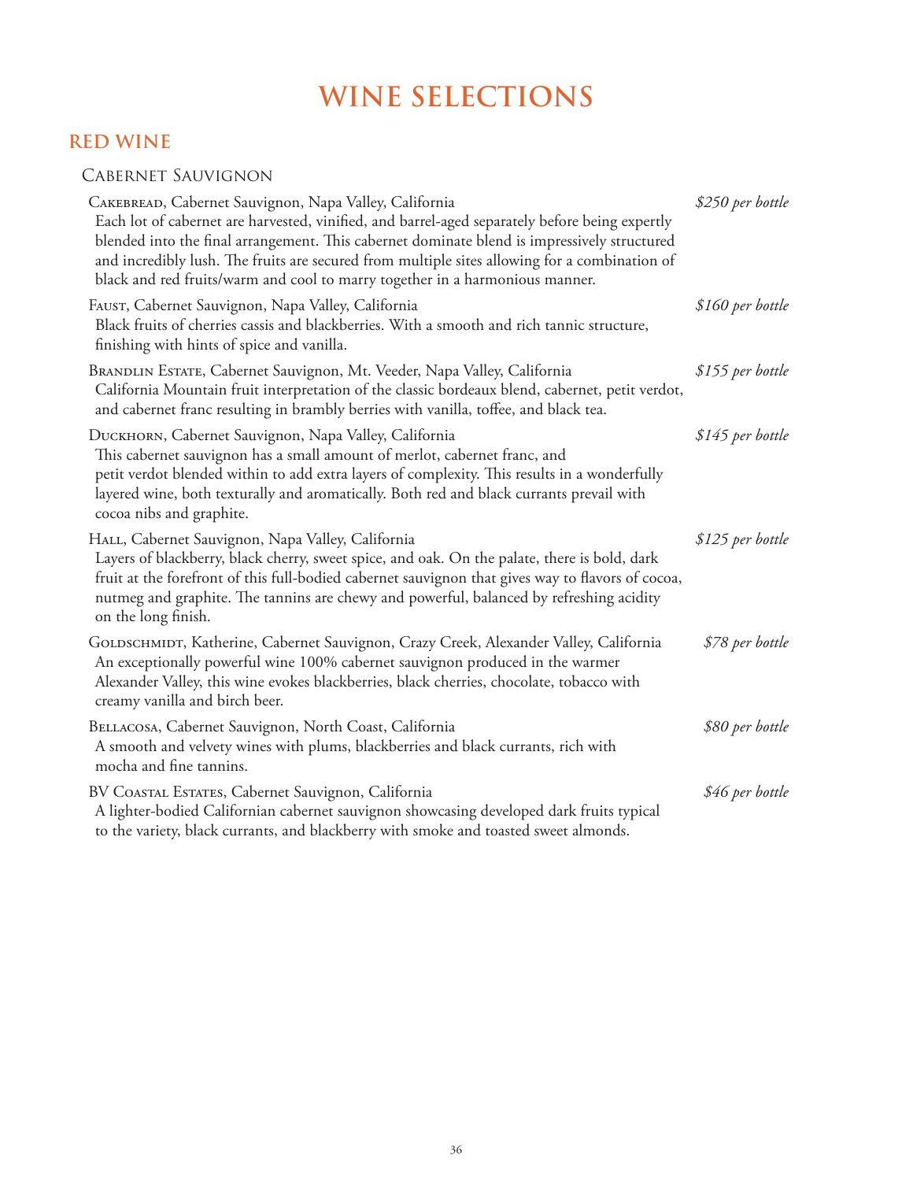# WINE SELECTIONS

## RED WINE

### Cabernet Sauvignon

Cakebread, Cabernet Sauvignon, Napa Valley, California — *$250 per bottle*
Each lot of cabernet are harvested, vinified, and barrel-aged separately before being expertly blended into the final arrangement. This cabernet dominate blend is impressively structured and incredibly lush. The fruits are secured from multiple sites allowing for a combination of black and red fruits/warm and cool to marry together in a harmonious manner.

Faust, Cabernet Sauvignon, Napa Valley, California — *$160 per bottle*
Black fruits of cherries cassis and blackberries. With a smooth and rich tannic structure, finishing with hints of spice and vanilla.

Brandlin Estate, Cabernet Sauvignon, Mt. Veeder, Napa Valley, California — *$155 per bottle*
California Mountain fruit interpretation of the classic bordeaux blend, cabernet, petit verdot, and cabernet franc resulting in brambly berries with vanilla, toffee, and black tea.

Duckhorn, Cabernet Sauvignon, Napa Valley, California — *$145 per bottle*
This cabernet sauvignon has a small amount of merlot, cabernet franc, and petit verdot blended within to add extra layers of complexity. This results in a wonderfully layered wine, both texturally and aromatically. Both red and black currants prevail with cocoa nibs and graphite.

Hall, Cabernet Sauvignon, Napa Valley, California — *$125 per bottle*
Layers of blackberry, black cherry, sweet spice, and oak. On the palate, there is bold, dark fruit at the forefront of this full-bodied cabernet sauvignon that gives way to flavors of cocoa, nutmeg and graphite. The tannins are chewy and powerful, balanced by refreshing acidity on the long finish.

Goldschmidt, Katherine, Cabernet Sauvignon, Crazy Creek, Alexander Valley, California — *$78 per bottle*
An exceptionally powerful wine 100% cabernet sauvignon produced in the warmer Alexander Valley, this wine evokes blackberries, black cherries, chocolate, tobacco with creamy vanilla and birch beer.

Bellacosa, Cabernet Sauvignon, North Coast, California — *$80 per bottle*
A smooth and velvety wines with plums, blackberries and black currants, rich with mocha and fine tannins.

BV Coastal Estates, Cabernet Sauvignon, California — *$46 per bottle*
A lighter-bodied Californian cabernet sauvignon showcasing developed dark fruits typical to the variety, black currants, and blackberry with smoke and toasted sweet almonds.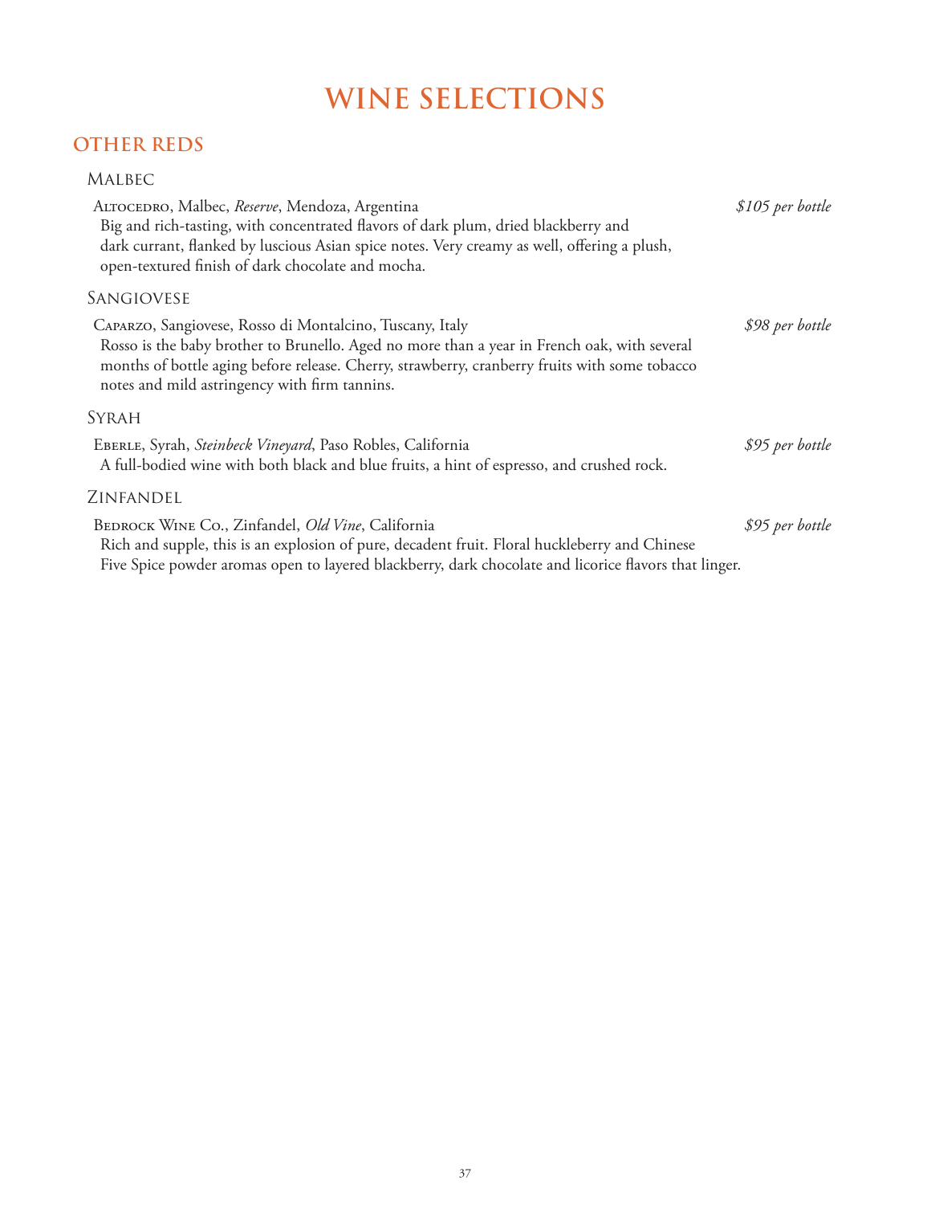# WINE SELECTIONS

## OTHER REDS

### MALBEC

Altocedro, Malbec, *Reserve*, Mendoza, Argentina — *$105 per bottle*

Big and rich-tasting, with concentrated flavors of dark plum, dried blackberry and dark currant, flanked by luscious Asian spice notes. Very creamy as well, offering a plush, open-textured finish of dark chocolate and mocha.

### SANGIOVESE

Caparzo, Sangiovese, Rosso di Montalcino, Tuscany, Italy — *$98 per bottle*

Rosso is the baby brother to Brunello. Aged no more than a year in French oak, with several months of bottle aging before release. Cherry, strawberry, cranberry fruits with some tobacco notes and mild astringency with firm tannins.

### SYRAH

Eberle, Syrah, *Steinbeck Vineyard*, Paso Robles, California — *$95 per bottle*

A full-bodied wine with both black and blue fruits, a hint of espresso, and crushed rock.

### ZINFANDEL

Bedrock Wine Co., Zinfandel, *Old Vine*, California — *$95 per bottle*

Rich and supple, this is an explosion of pure, decadent fruit. Floral huckleberry and Chinese Five Spice powder aromas open to layered blackberry, dark chocolate and licorice flavors that linger.